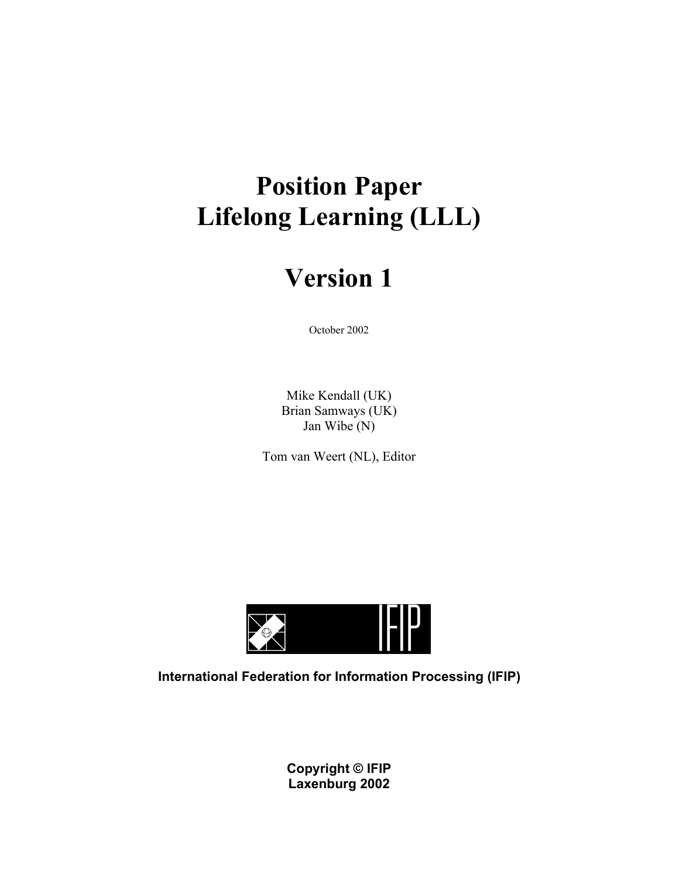# Position Paper
# Lifelong Learning (LLL)

# Version 1

October 2002

Mike Kendall (UK)
Brian Samways (UK)
Jan Wibe (N)

Tom van Weert (NL), Editor

**International Federation for Information Processing (IFIP)**

**Copyright © IFIP**
**Laxenburg 2002**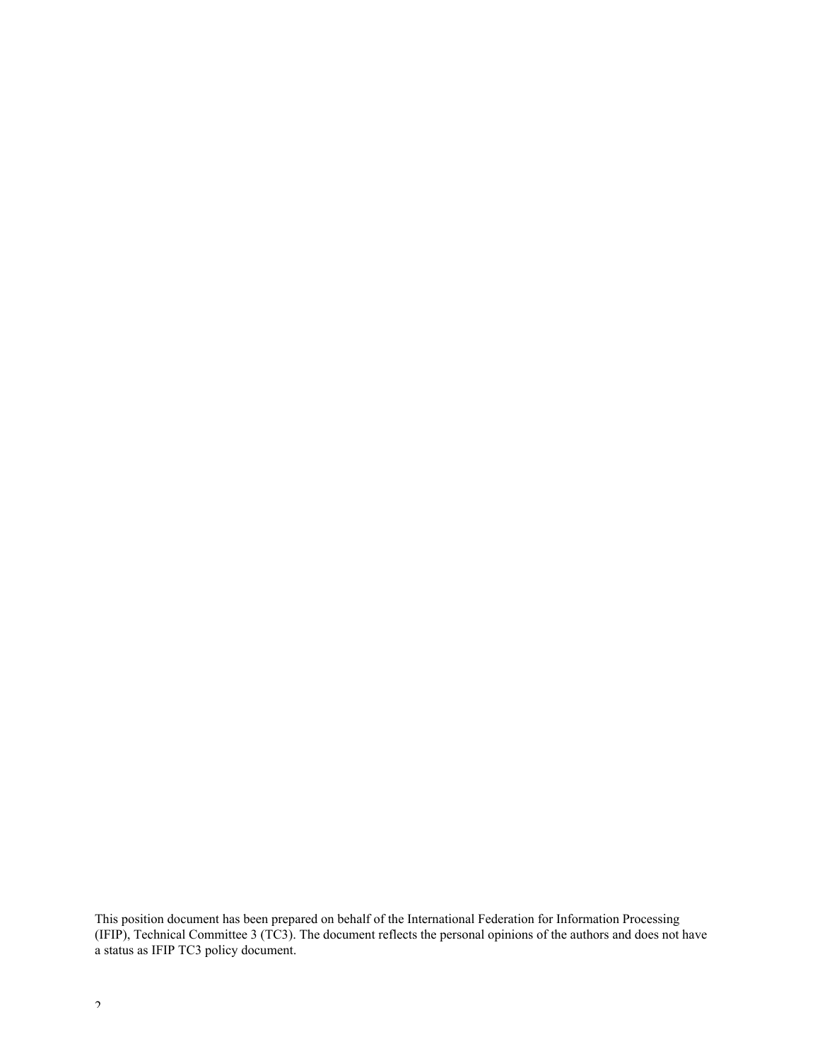This position document has been prepared on behalf of the International Federation for Information Processing (IFIP), Technical Committee 3 (TC3). The document reflects the personal opinions of the authors and does not have a status as IFIP TC3 policy document.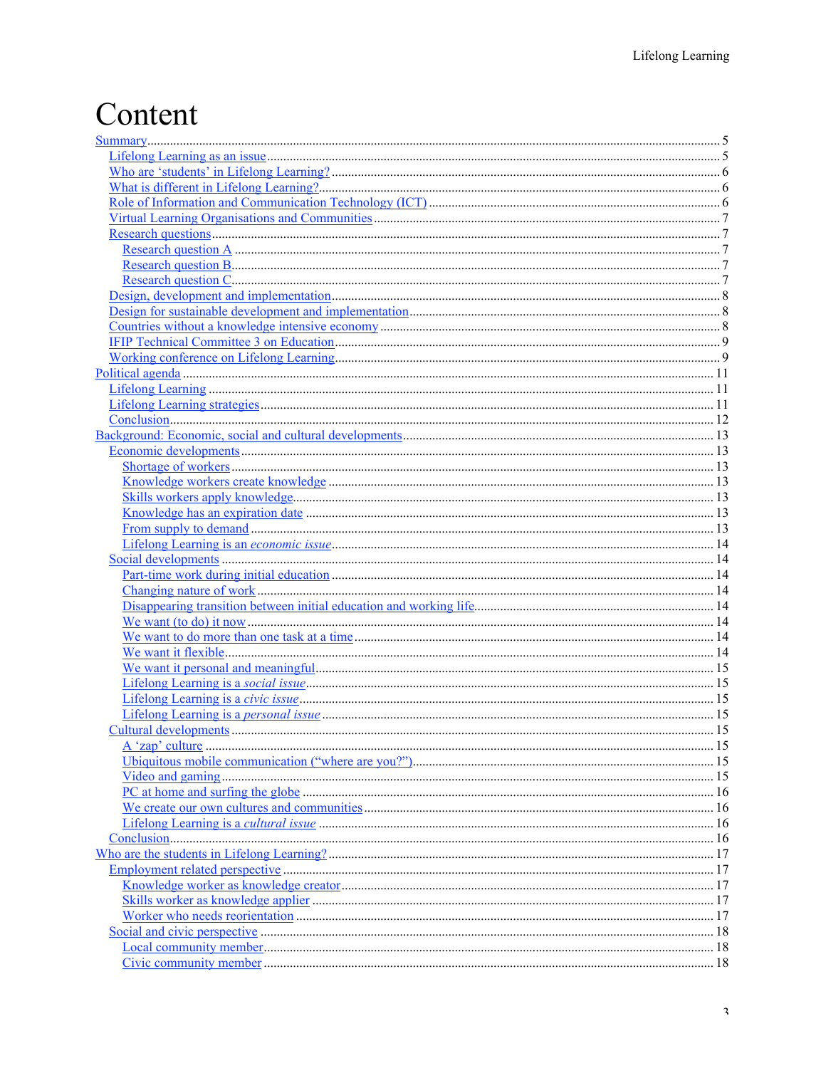# Content

- Summary ... 5
  - Lifelong Learning as an issue ... 5
  - Who are 'students' in Lifelong Learning? ... 6
  - What is different in Lifelong Learning? ... 6
  - Role of Information and Communication Technology (ICT) ... 6
  - Virtual Learning Organisations and Communities ... 7
  - Research questions ... 7
    - Research question A ... 7
    - Research question B ... 7
    - Research question C ... 7
  - Design, development and implementation ... 8
  - Design for sustainable development and implementation ... 8
  - Countries without a knowledge intensive economy ... 8
  - IFIP Technical Committee 3 on Education ... 9
  - Working conference on Lifelong Learning ... 9
- Political agenda ... 11
  - Lifelong Learning ... 11
  - Lifelong Learning strategies ... 11
  - Conclusion ... 12
- Background: Economic, social and cultural developments ... 13
  - Economic developments ... 13
    - Shortage of workers ... 13
    - Knowledge workers create knowledge ... 13
    - Skills workers apply knowledge ... 13
    - Knowledge has an expiration date ... 13
    - From supply to demand ... 13
    - Lifelong Learning is an *economic issue* ... 14
  - Social developments ... 14
    - Part-time work during initial education ... 14
    - Changing nature of work ... 14
    - Disappearing transition between initial education and working life ... 14
    - We want (to do) it now ... 14
    - We want to do more than one task at a time ... 14
    - We want it flexible ... 14
    - We want it personal and meaningful ... 15
    - Lifelong Learning is a *social issue* ... 15
    - Lifelong Learning is a *civic issue* ... 15
    - Lifelong Learning is a *personal issue* ... 15
  - Cultural developments ... 15
    - A 'zap' culture ... 15
    - Ubiquitous mobile communication ("where are you?") ... 15
    - Video and gaming ... 15
    - PC at home and surfing the globe ... 16
    - We create our own cultures and communities ... 16
    - Lifelong Learning is a *cultural issue* ... 16
  - Conclusion ... 16
- Who are the students in Lifelong Learning? ... 17
  - Employment related perspective ... 17
    - Knowledge worker as knowledge creator ... 17
    - Skills worker as knowledge applier ... 17
    - Worker who needs reorientation ... 17
  - Social and civic perspective ... 18
    - Local community member ... 18
    - Civic community member ... 18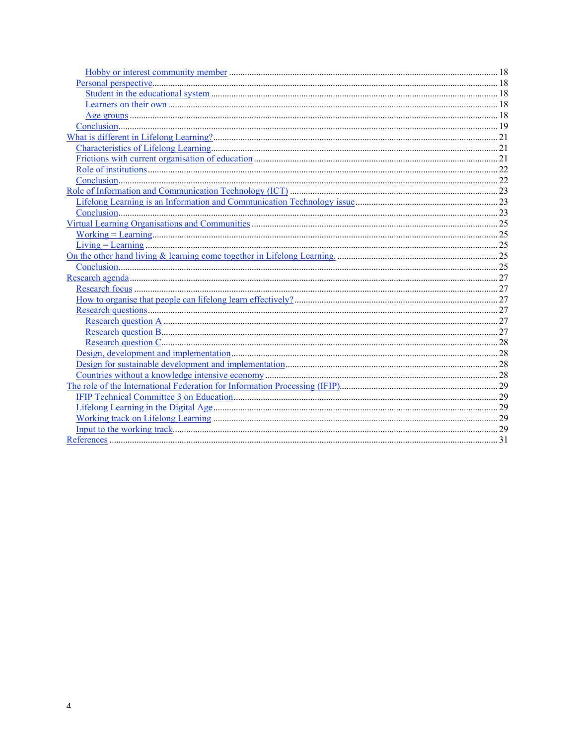- Hobby or interest community member ... 18
- Personal perspective ... 18
  - Student in the educational system ... 18
  - Learners on their own ... 18
  - Age groups ... 18
- Conclusion ... 19

What is different in Lifelong Learning? ... 21
- Characteristics of Lifelong Learning ... 21
- Frictions with current organisation of education ... 21
- Role of institutions ... 22
- Conclusion ... 22

Role of Information and Communication Technology (ICT) ... 23
- Lifelong Learning is an Information and Communication Technology issue ... 23
- Conclusion ... 23

Virtual Learning Organisations and Communities ... 25
- Working = Learning ... 25
- Living = Learning ... 25

On the other hand living & learning come together in Lifelong Learning. ... 25
- Conclusion ... 25

Research agenda ... 27
- Research focus ... 27
- How to organise that people can lifelong learn effectively? ... 27
- Research questions ... 27
  - Research question A ... 27
  - Research question B ... 27
  - Research question C ... 28
- Design, development and implementation ... 28
- Design for sustainable development and implementation ... 28
- Countries without a knowledge intensive economy ... 28

The role of the International Federation for Information Processing (IFIP) ... 29
- IFIP Technical Committee 3 on Education ... 29
- Lifelong Learning in the Digital Age ... 29
- Working track on Lifelong Learning ... 29
- Input to the working track ... 29

References ... 31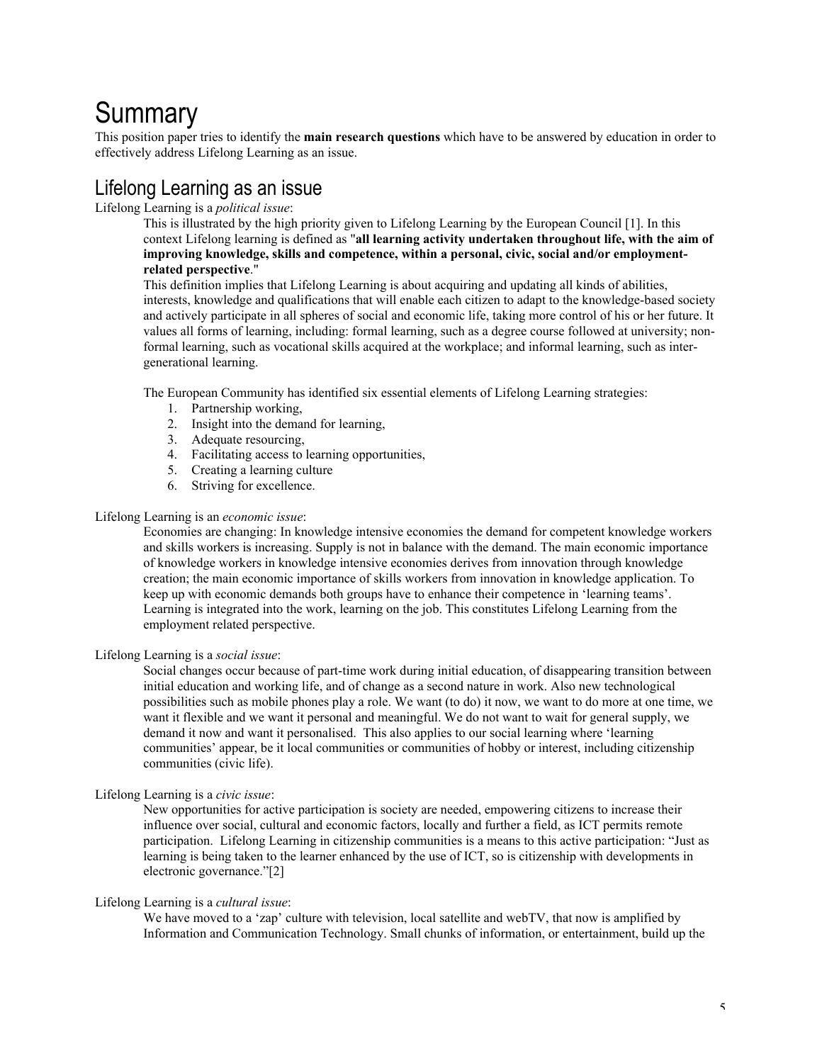# Summary

This position paper tries to identify the **main research questions** which have to be answered by education in order to effectively address Lifelong Learning as an issue.

## Lifelong Learning as an issue

Lifelong Learning is a *political issue*:

This is illustrated by the high priority given to Lifelong Learning by the European Council [1]. In this context Lifelong learning is defined as "**all learning activity undertaken throughout life, with the aim of improving knowledge, skills and competence, within a personal, civic, social and/or employment-related perspective**."

This definition implies that Lifelong Learning is about acquiring and updating all kinds of abilities, interests, knowledge and qualifications that will enable each citizen to adapt to the knowledge-based society and actively participate in all spheres of social and economic life, taking more control of his or her future. It values all forms of learning, including: formal learning, such as a degree course followed at university; non-formal learning, such as vocational skills acquired at the workplace; and informal learning, such as inter-generational learning.

The European Community has identified six essential elements of Lifelong Learning strategies:

1. Partnership working,
2. Insight into the demand for learning,
3. Adequate resourcing,
4. Facilitating access to learning opportunities,
5. Creating a learning culture
6. Striving for excellence.

Lifelong Learning is an *economic issue*:

Economies are changing: In knowledge intensive economies the demand for competent knowledge workers and skills workers is increasing. Supply is not in balance with the demand. The main economic importance of knowledge workers in knowledge intensive economies derives from innovation through knowledge creation; the main economic importance of skills workers from innovation in knowledge application. To keep up with economic demands both groups have to enhance their competence in 'learning teams'. Learning is integrated into the work, learning on the job. This constitutes Lifelong Learning from the employment related perspective.

Lifelong Learning is a *social issue*:

Social changes occur because of part-time work during initial education, of disappearing transition between initial education and working life, and of change as a second nature in work. Also new technological possibilities such as mobile phones play a role. We want (to do) it now, we want to do more at one time, we want it flexible and we want it personal and meaningful. We do not want to wait for general supply, we demand it now and want it personalised. This also applies to our social learning where 'learning communities' appear, be it local communities or communities of hobby or interest, including citizenship communities (civic life).

Lifelong Learning is a *civic issue*:

New opportunities for active participation is society are needed, empowering citizens to increase their influence over social, cultural and economic factors, locally and further a field, as ICT permits remote participation. Lifelong Learning in citizenship communities is a means to this active participation: "Just as learning is being taken to the learner enhanced by the use of ICT, so is citizenship with developments in electronic governance."[2]

Lifelong Learning is a *cultural issue*:

We have moved to a 'zap' culture with television, local satellite and webTV, that now is amplified by Information and Communication Technology. Small chunks of information, or entertainment, build up the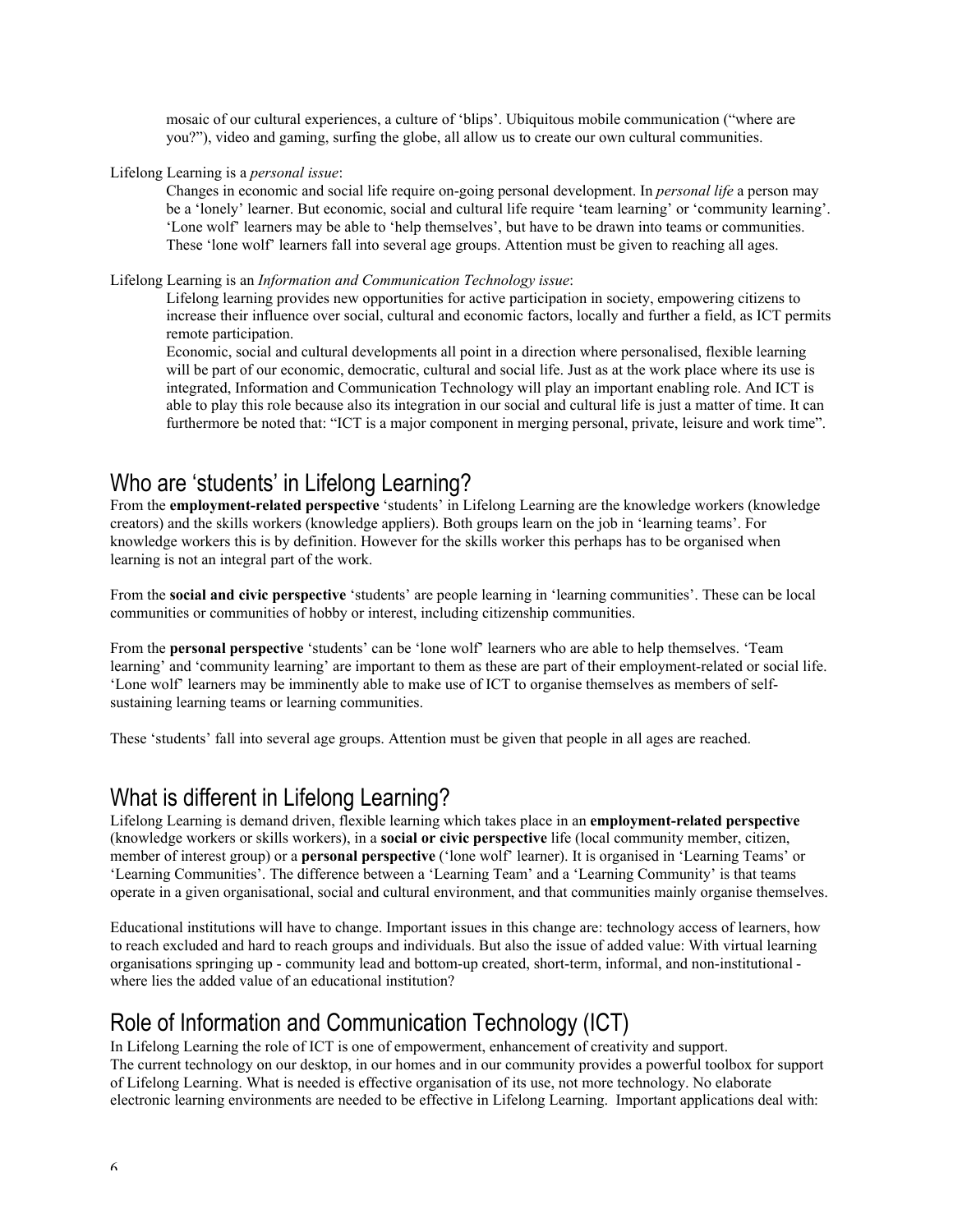mosaic of our cultural experiences, a culture of 'blips'. Ubiquitous mobile communication ("where are you?"), video and gaming, surfing the globe, all allow us to create our own cultural communities.

Lifelong Learning is a *personal issue*:

> Changes in economic and social life require on-going personal development. In *personal life* a person may be a 'lonely' learner. But economic, social and cultural life require 'team learning' or 'community learning'. 'Lone wolf' learners may be able to 'help themselves', but have to be drawn into teams or communities. These 'lone wolf' learners fall into several age groups. Attention must be given to reaching all ages.

Lifelong Learning is an *Information and Communication Technology issue*:

> Lifelong learning provides new opportunities for active participation in society, empowering citizens to increase their influence over social, cultural and economic factors, locally and further a field, as ICT permits remote participation.
>
> Economic, social and cultural developments all point in a direction where personalised, flexible learning will be part of our economic, democratic, cultural and social life. Just as at the work place where its use is integrated, Information and Communication Technology will play an important enabling role. And ICT is able to play this role because also its integration in our social and cultural life is just a matter of time. It can furthermore be noted that: "ICT is a major component in merging personal, private, leisure and work time".

## Who are 'students' in Lifelong Learning?

From the **employment-related perspective** 'students' in Lifelong Learning are the knowledge workers (knowledge creators) and the skills workers (knowledge appliers). Both groups learn on the job in 'learning teams'. For knowledge workers this is by definition. However for the skills worker this perhaps has to be organised when learning is not an integral part of the work.

From the **social and civic perspective** 'students' are people learning in 'learning communities'. These can be local communities or communities of hobby or interest, including citizenship communities.

From the **personal perspective** 'students' can be 'lone wolf' learners who are able to help themselves. 'Team learning' and 'community learning' are important to them as these are part of their employment-related or social life. 'Lone wolf' learners may be imminently able to make use of ICT to organise themselves as members of self-sustaining learning teams or learning communities.

These 'students' fall into several age groups. Attention must be given that people in all ages are reached.

## What is different in Lifelong Learning?

Lifelong Learning is demand driven, flexible learning which takes place in an **employment-related perspective** (knowledge workers or skills workers), in a **social or civic perspective** life (local community member, citizen, member of interest group) or a **personal perspective** ('lone wolf' learner). It is organised in 'Learning Teams' or 'Learning Communities'. The difference between a 'Learning Team' and a 'Learning Community' is that teams operate in a given organisational, social and cultural environment, and that communities mainly organise themselves.

Educational institutions will have to change. Important issues in this change are: technology access of learners, how to reach excluded and hard to reach groups and individuals. But also the issue of added value: With virtual learning organisations springing up - community lead and bottom-up created, short-term, informal, and non-institutional - where lies the added value of an educational institution?

## Role of Information and Communication Technology (ICT)

In Lifelong Learning the role of ICT is one of empowerment, enhancement of creativity and support.
The current technology on our desktop, in our homes and in our community provides a powerful toolbox for support of Lifelong Learning. What is needed is effective organisation of its use, not more technology. No elaborate electronic learning environments are needed to be effective in Lifelong Learning. Important applications deal with: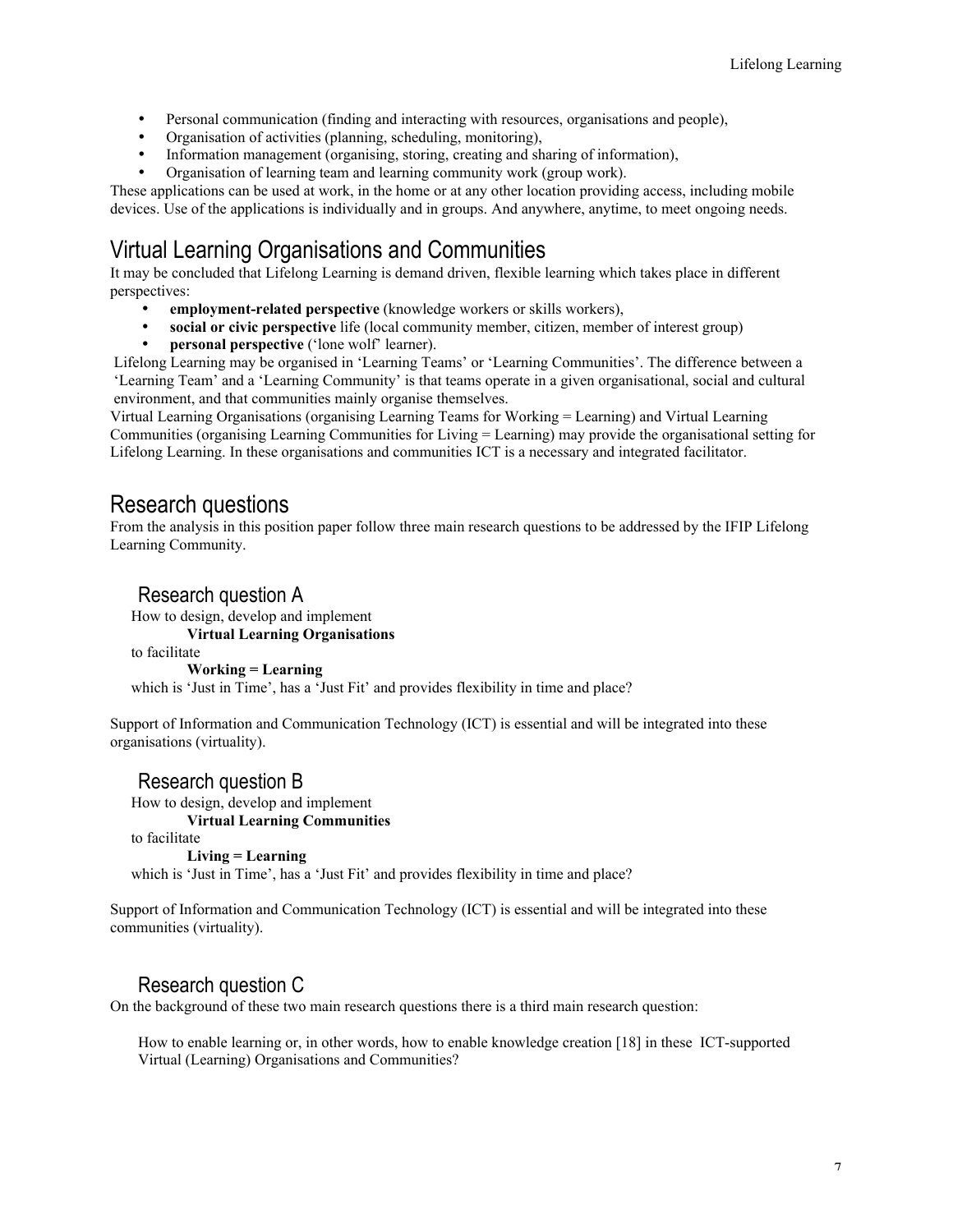- Personal communication (finding and interacting with resources, organisations and people),
- Organisation of activities (planning, scheduling, monitoring),
- Information management (organising, storing, creating and sharing of information),
- Organisation of learning team and learning community work (group work).

These applications can be used at work, in the home or at any other location providing access, including mobile devices. Use of the applications is individually and in groups. And anywhere, anytime, to meet ongoing needs.

## Virtual Learning Organisations and Communities

It may be concluded that Lifelong Learning is demand driven, flexible learning which takes place in different perspectives:

- **employment-related perspective** (knowledge workers or skills workers),
- **social or civic perspective** life (local community member, citizen, member of interest group)
- **personal perspective** ('lone wolf' learner).

Lifelong Learning may be organised in 'Learning Teams' or 'Learning Communities'. The difference between a 'Learning Team' and a 'Learning Community' is that teams operate in a given organisational, social and cultural environment, and that communities mainly organise themselves.

Virtual Learning Organisations (organising Learning Teams for Working = Learning) and Virtual Learning Communities (organising Learning Communities for Living = Learning) may provide the organisational setting for Lifelong Learning. In these organisations and communities ICT is a necessary and integrated facilitator.

## Research questions

From the analysis in this position paper follow three main research questions to be addressed by the IFIP Lifelong Learning Community.

### Research question A

How to design, develop and implement

**Virtual Learning Organisations**

to facilitate

**Working = Learning**

which is 'Just in Time', has a 'Just Fit' and provides flexibility in time and place?

Support of Information and Communication Technology (ICT) is essential and will be integrated into these organisations (virtuality).

### Research question B

How to design, develop and implement

**Virtual Learning Communities**

to facilitate

**Living = Learning**

which is 'Just in Time', has a 'Just Fit' and provides flexibility in time and place?

Support of Information and Communication Technology (ICT) is essential and will be integrated into these communities (virtuality).

### Research question C

On the background of these two main research questions there is a third main research question:

How to enable learning or, in other words, how to enable knowledge creation [18] in these ICT-supported Virtual (Learning) Organisations and Communities?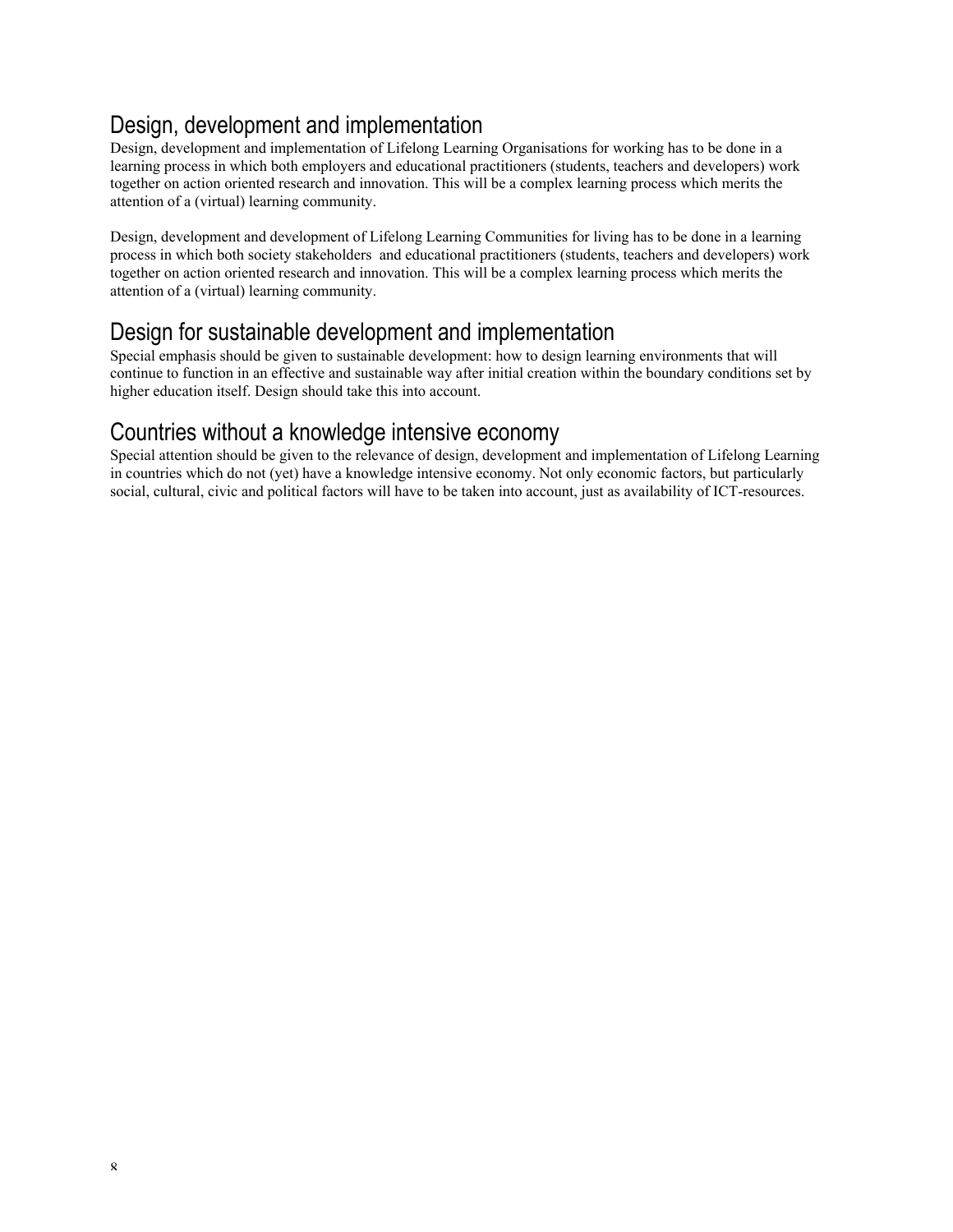## Design, development and implementation

Design, development and implementation of Lifelong Learning Organisations for working has to be done in a learning process in which both employers and educational practitioners (students, teachers and developers) work together on action oriented research and innovation. This will be a complex learning process which merits the attention of a (virtual) learning community.

Design, development and development of Lifelong Learning Communities for living has to be done in a learning process in which both society stakeholders and educational practitioners (students, teachers and developers) work together on action oriented research and innovation. This will be a complex learning process which merits the attention of a (virtual) learning community.

## Design for sustainable development and implementation

Special emphasis should be given to sustainable development: how to design learning environments that will continue to function in an effective and sustainable way after initial creation within the boundary conditions set by higher education itself. Design should take this into account.

## Countries without a knowledge intensive economy

Special attention should be given to the relevance of design, development and implementation of Lifelong Learning in countries which do not (yet) have a knowledge intensive economy. Not only economic factors, but particularly social, cultural, civic and political factors will have to be taken into account, just as availability of ICT-resources.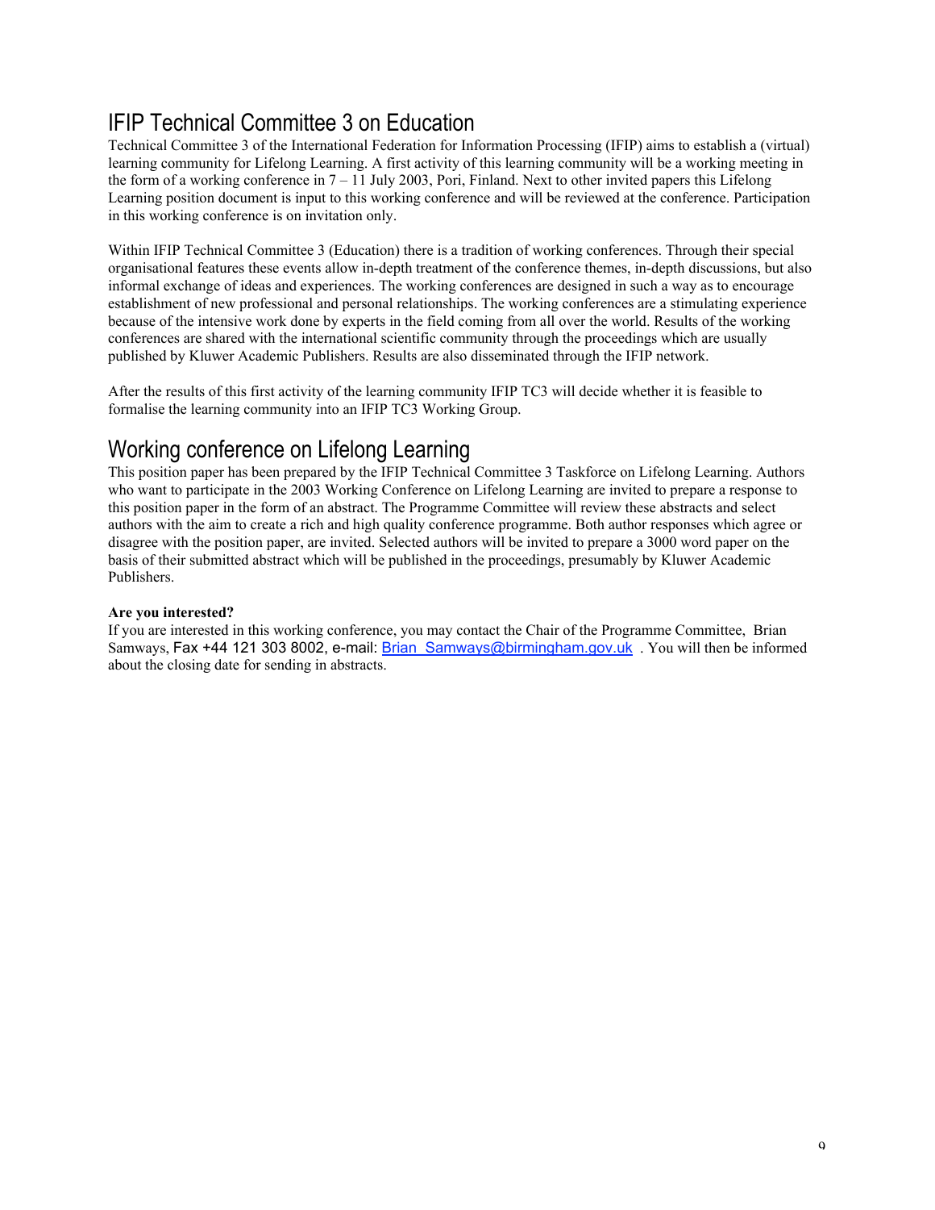## IFIP Technical Committee 3 on Education

Technical Committee 3 of the International Federation for Information Processing (IFIP) aims to establish a (virtual) learning community for Lifelong Learning. A first activity of this learning community will be a working meeting in the form of a working conference in 7 – 11 July 2003, Pori, Finland. Next to other invited papers this Lifelong Learning position document is input to this working conference and will be reviewed at the conference. Participation in this working conference is on invitation only.

Within IFIP Technical Committee 3 (Education) there is a tradition of working conferences. Through their special organisational features these events allow in-depth treatment of the conference themes, in-depth discussions, but also informal exchange of ideas and experiences. The working conferences are designed in such a way as to encourage establishment of new professional and personal relationships. The working conferences are a stimulating experience because of the intensive work done by experts in the field coming from all over the world. Results of the working conferences are shared with the international scientific community through the proceedings which are usually published by Kluwer Academic Publishers. Results are also disseminated through the IFIP network.

After the results of this first activity of the learning community IFIP TC3 will decide whether it is feasible to formalise the learning community into an IFIP TC3 Working Group.

## Working conference on Lifelong Learning

This position paper has been prepared by the IFIP Technical Committee 3 Taskforce on Lifelong Learning. Authors who want to participate in the 2003 Working Conference on Lifelong Learning are invited to prepare a response to this position paper in the form of an abstract. The Programme Committee will review these abstracts and select authors with the aim to create a rich and high quality conference programme. Both author responses which agree or disagree with the position paper, are invited. Selected authors will be invited to prepare a 3000 word paper on the basis of their submitted abstract which will be published in the proceedings, presumably by Kluwer Academic Publishers.

**Are you interested?**

If you are interested in this working conference, you may contact the Chair of the Programme Committee, Brian Samways, Fax +44 121 303 8002, e-mail: Brian_Samways@birmingham.gov.uk . You will then be informed about the closing date for sending in abstracts.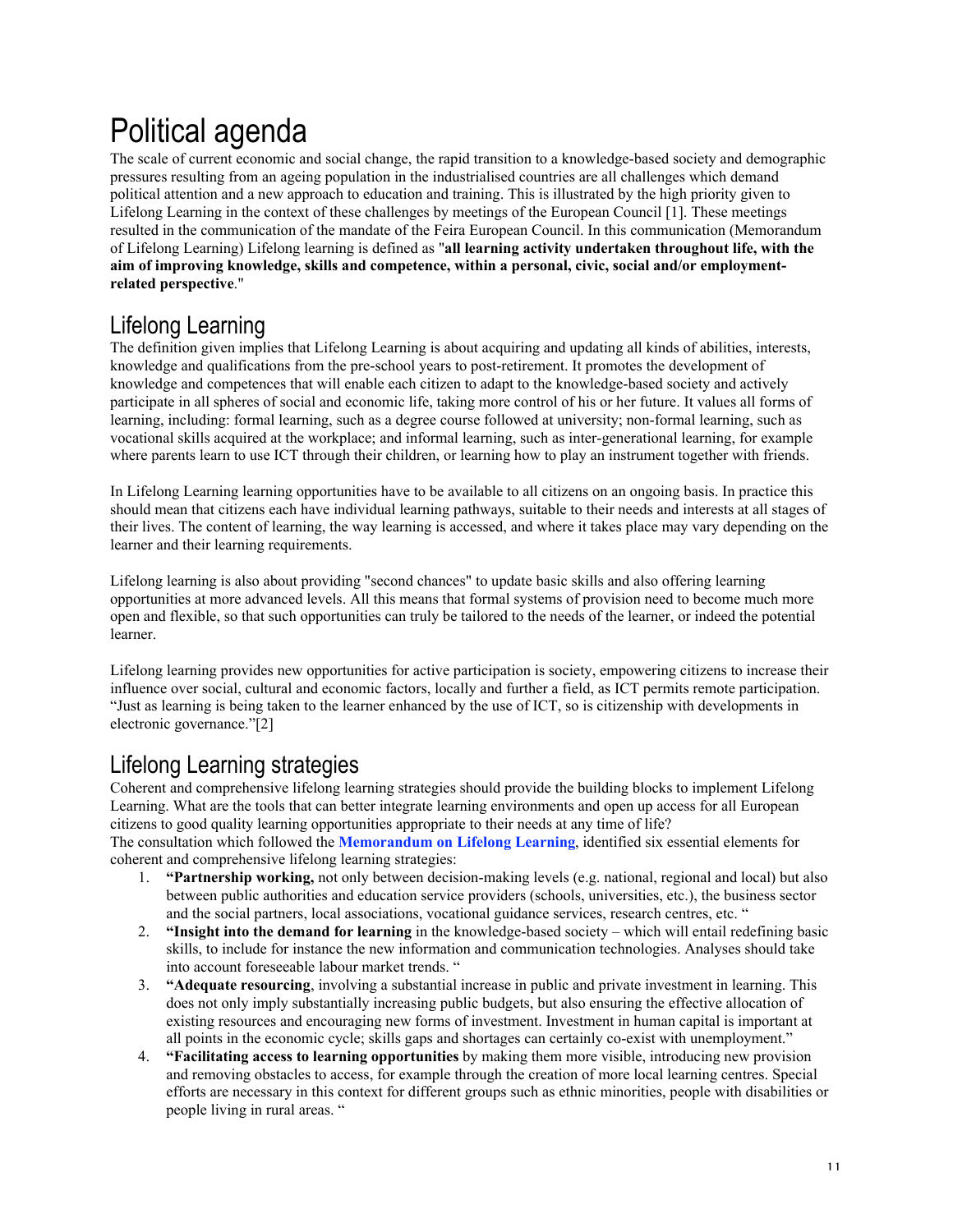# Political agenda

The scale of current economic and social change, the rapid transition to a knowledge-based society and demographic pressures resulting from an ageing population in the industrialised countries are all challenges which demand political attention and a new approach to education and training. This is illustrated by the high priority given to Lifelong Learning in the context of these challenges by meetings of the European Council [1]. These meetings resulted in the communication of the mandate of the Feira European Council. In this communication (Memorandum of Lifelong Learning) Lifelong learning is defined as "**all learning activity undertaken throughout life, with the aim of improving knowledge, skills and competence, within a personal, civic, social and/or employment-related perspective**."

## Lifelong Learning

The definition given implies that Lifelong Learning is about acquiring and updating all kinds of abilities, interests, knowledge and qualifications from the pre-school years to post-retirement. It promotes the development of knowledge and competences that will enable each citizen to adapt to the knowledge-based society and actively participate in all spheres of social and economic life, taking more control of his or her future. It values all forms of learning, including: formal learning, such as a degree course followed at university; non-formal learning, such as vocational skills acquired at the workplace; and informal learning, such as inter-generational learning, for example where parents learn to use ICT through their children, or learning how to play an instrument together with friends.

In Lifelong Learning learning opportunities have to be available to all citizens on an ongoing basis. In practice this should mean that citizens each have individual learning pathways, suitable to their needs and interests at all stages of their lives. The content of learning, the way learning is accessed, and where it takes place may vary depending on the learner and their learning requirements.

Lifelong learning is also about providing "second chances" to update basic skills and also offering learning opportunities at more advanced levels. All this means that formal systems of provision need to become much more open and flexible, so that such opportunities can truly be tailored to the needs of the learner, or indeed the potential learner.

Lifelong learning provides new opportunities for active participation is society, empowering citizens to increase their influence over social, cultural and economic factors, locally and further a field, as ICT permits remote participation. “Just as learning is being taken to the learner enhanced by the use of ICT, so is citizenship with developments in electronic governance.”[2]

## Lifelong Learning strategies

Coherent and comprehensive lifelong learning strategies should provide the building blocks to implement Lifelong Learning. What are the tools that can better integrate learning environments and open up access for all European citizens to good quality learning opportunities appropriate to their needs at any time of life?
The consultation which followed the **Memorandum on Lifelong Learning**, identified six essential elements for coherent and comprehensive lifelong learning strategies:

1. **“Partnership working,** not only between decision-making levels (e.g. national, regional and local) but also between public authorities and education service providers (schools, universities, etc.), the business sector and the social partners, local associations, vocational guidance services, research centres, etc. “
2. **“Insight into the demand for learning** in the knowledge-based society – which will entail redefining basic skills, to include for instance the new information and communication technologies. Analyses should take into account foreseeable labour market trends. “
3. **“Adequate resourcing**, involving a substantial increase in public and private investment in learning. This does not only imply substantially increasing public budgets, but also ensuring the effective allocation of existing resources and encouraging new forms of investment. Investment in human capital is important at all points in the economic cycle; skills gaps and shortages can certainly co-exist with unemployment.”
4. **“Facilitating access to learning opportunities** by making them more visible, introducing new provision and removing obstacles to access, for example through the creation of more local learning centres. Special efforts are necessary in this context for different groups such as ethnic minorities, people with disabilities or people living in rural areas. “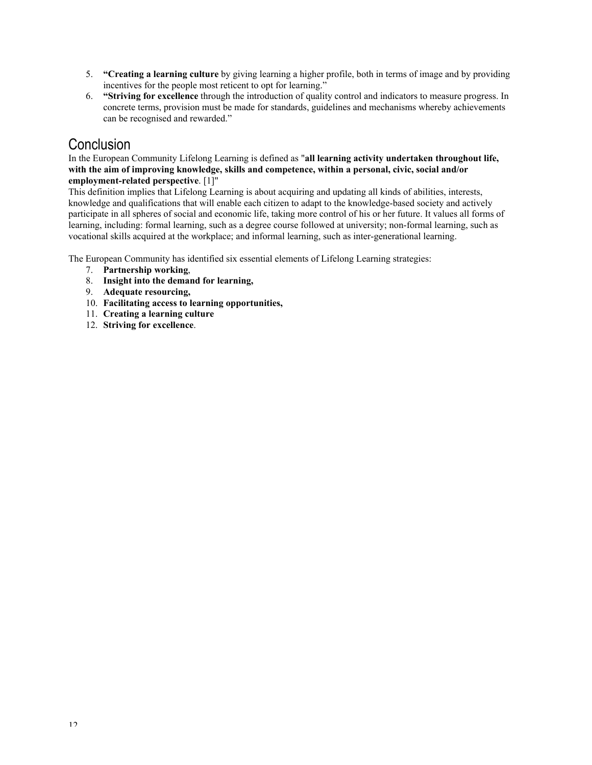5. **“Creating a learning culture** by giving learning a higher profile, both in terms of image and by providing incentives for the people most reticent to opt for learning.”
6. **“Striving for excellence** through the introduction of quality control and indicators to measure progress. In concrete terms, provision must be made for standards, guidelines and mechanisms whereby achievements can be recognised and rewarded.”

## Conclusion

In the European Community Lifelong Learning is defined as "**all learning activity undertaken throughout life, with the aim of improving knowledge, skills and competence, within a personal, civic, social and/or employment-related perspective**. [1]"

This definition implies that Lifelong Learning is about acquiring and updating all kinds of abilities, interests, knowledge and qualifications that will enable each citizen to adapt to the knowledge-based society and actively participate in all spheres of social and economic life, taking more control of his or her future. It values all forms of learning, including: formal learning, such as a degree course followed at university; non-formal learning, such as vocational skills acquired at the workplace; and informal learning, such as inter-generational learning.

The European Community has identified six essential elements of Lifelong Learning strategies:

7. **Partnership working**,
8. **Insight into the demand for learning,**
9. **Adequate resourcing,**
10. **Facilitating access to learning opportunities,**
11. **Creating a learning culture**
12. **Striving for excellence**.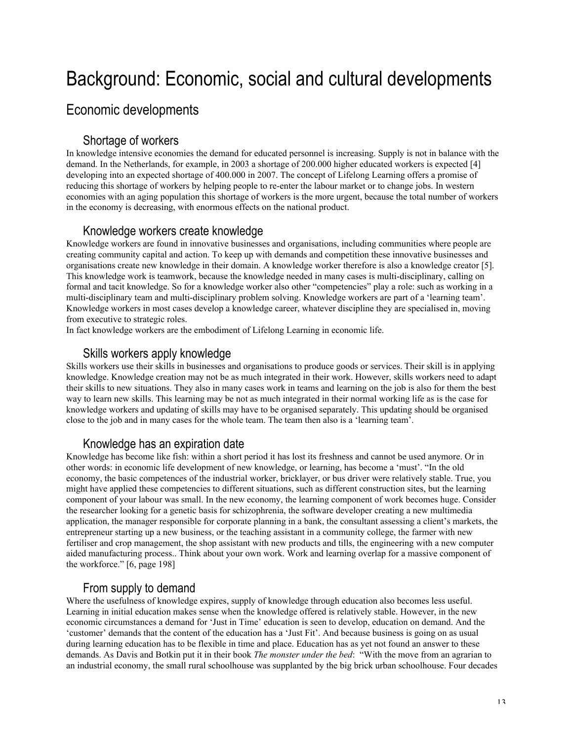# Background: Economic, social and cultural developments

## Economic developments

### Shortage of workers

In knowledge intensive economies the demand for educated personnel is increasing. Supply is not in balance with the demand. In the Netherlands, for example, in 2003 a shortage of 200.000 higher educated workers is expected [4] developing into an expected shortage of 400.000 in 2007. The concept of Lifelong Learning offers a promise of reducing this shortage of workers by helping people to re-enter the labour market or to change jobs. In western economies with an aging population this shortage of workers is the more urgent, because the total number of workers in the economy is decreasing, with enormous effects on the national product.

### Knowledge workers create knowledge

Knowledge workers are found in innovative businesses and organisations, including communities where people are creating community capital and action. To keep up with demands and competition these innovative businesses and organisations create new knowledge in their domain. A knowledge worker therefore is also a knowledge creator [5]. This knowledge work is teamwork, because the knowledge needed in many cases is multi-disciplinary, calling on formal and tacit knowledge. So for a knowledge worker also other "competencies" play a role: such as working in a multi-disciplinary team and multi-disciplinary problem solving. Knowledge workers are part of a 'learning team'. Knowledge workers in most cases develop a knowledge career, whatever discipline they are specialised in, moving from executive to strategic roles.
In fact knowledge workers are the embodiment of Lifelong Learning in economic life.

### Skills workers apply knowledge

Skills workers use their skills in businesses and organisations to produce goods or services. Their skill is in applying knowledge. Knowledge creation may not be as much integrated in their work. However, skills workers need to adapt their skills to new situations. They also in many cases work in teams and learning on the job is also for them the best way to learn new skills. This learning may be not as much integrated in their normal working life as is the case for knowledge workers and updating of skills may have to be organised separately. This updating should be organised close to the job and in many cases for the whole team. The team then also is a 'learning team'.

### Knowledge has an expiration date

Knowledge has become like fish: within a short period it has lost its freshness and cannot be used anymore. Or in other words: in economic life development of new knowledge, or learning, has become a 'must'. "In the old economy, the basic competences of the industrial worker, bricklayer, or bus driver were relatively stable. True, you might have applied these competencies to different situations, such as different construction sites, but the learning component of your labour was small. In the new economy, the learning component of work becomes huge. Consider the researcher looking for a genetic basis for schizophrenia, the software developer creating a new multimedia application, the manager responsible for corporate planning in a bank, the consultant assessing a client's markets, the entrepreneur starting up a new business, or the teaching assistant in a community college, the farmer with new fertiliser and crop management, the shop assistant with new products and tills, the engineering with a new computer aided manufacturing process.. Think about your own work. Work and learning overlap for a massive component of the workforce." [6, page 198]

### From supply to demand

Where the usefulness of knowledge expires, supply of knowledge through education also becomes less useful. Learning in initial education makes sense when the knowledge offered is relatively stable. However, in the new economic circumstances a demand for 'Just in Time' education is seen to develop, education on demand. And the 'customer' demands that the content of the education has a 'Just Fit'. And because business is going on as usual during learning education has to be flexible in time and place. Education has as yet not found an answer to these demands. As Davis and Botkin put it in their book *The monster under the bed*: "With the move from an agrarian to an industrial economy, the small rural schoolhouse was supplanted by the big brick urban schoolhouse. Four decades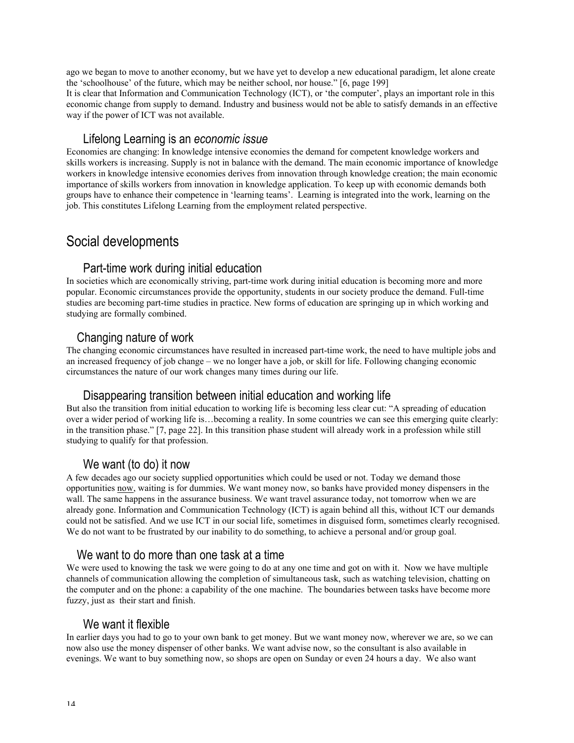ago we began to move to another economy, but we have yet to develop a new educational paradigm, let alone create the 'schoolhouse' of the future, which may be neither school, nor house." [6, page 199]

It is clear that Information and Communication Technology (ICT), or 'the computer', plays an important role in this economic change from supply to demand. Industry and business would not be able to satisfy demands in an effective way if the power of ICT was not available.

### Lifelong Learning is an *economic issue*

Economies are changing: In knowledge intensive economies the demand for competent knowledge workers and skills workers is increasing. Supply is not in balance with the demand. The main economic importance of knowledge workers in knowledge intensive economies derives from innovation through knowledge creation; the main economic importance of skills workers from innovation in knowledge application. To keep up with economic demands both groups have to enhance their competence in 'learning teams'. Learning is integrated into the work, learning on the job. This constitutes Lifelong Learning from the employment related perspective.

## Social developments

### Part-time work during initial education

In societies which are economically striving, part-time work during initial education is becoming more and more popular. Economic circumstances provide the opportunity, students in our society produce the demand. Full-time studies are becoming part-time studies in practice. New forms of education are springing up in which working and studying are formally combined.

### Changing nature of work

The changing economic circumstances have resulted in increased part-time work, the need to have multiple jobs and an increased frequency of job change – we no longer have a job, or skill for life. Following changing economic circumstances the nature of our work changes many times during our life.

### Disappearing transition between initial education and working life

But also the transition from initial education to working life is becoming less clear cut: "A spreading of education over a wider period of working life is…becoming a reality. In some countries we can see this emerging quite clearly: in the transition phase." [7, page 22]. In this transition phase student will already work in a profession while still studying to qualify for that profession.

### We want (to do) it now

A few decades ago our society supplied opportunities which could be used or not. Today we demand those opportunities now, waiting is for dummies. We want money now, so banks have provided money dispensers in the wall. The same happens in the assurance business. We want travel assurance today, not tomorrow when we are already gone. Information and Communication Technology (ICT) is again behind all this, without ICT our demands could not be satisfied. And we use ICT in our social life, sometimes in disguised form, sometimes clearly recognised. We do not want to be frustrated by our inability to do something, to achieve a personal and/or group goal.

### We want to do more than one task at a time

We were used to knowing the task we were going to do at any one time and got on with it. Now we have multiple channels of communication allowing the completion of simultaneous task, such as watching television, chatting on the computer and on the phone: a capability of the one machine. The boundaries between tasks have become more fuzzy, just as their start and finish.

### We want it flexible

In earlier days you had to go to your own bank to get money. But we want money now, wherever we are, so we can now also use the money dispenser of other banks. We want advise now, so the consultant is also available in evenings. We want to buy something now, so shops are open on Sunday or even 24 hours a day. We also want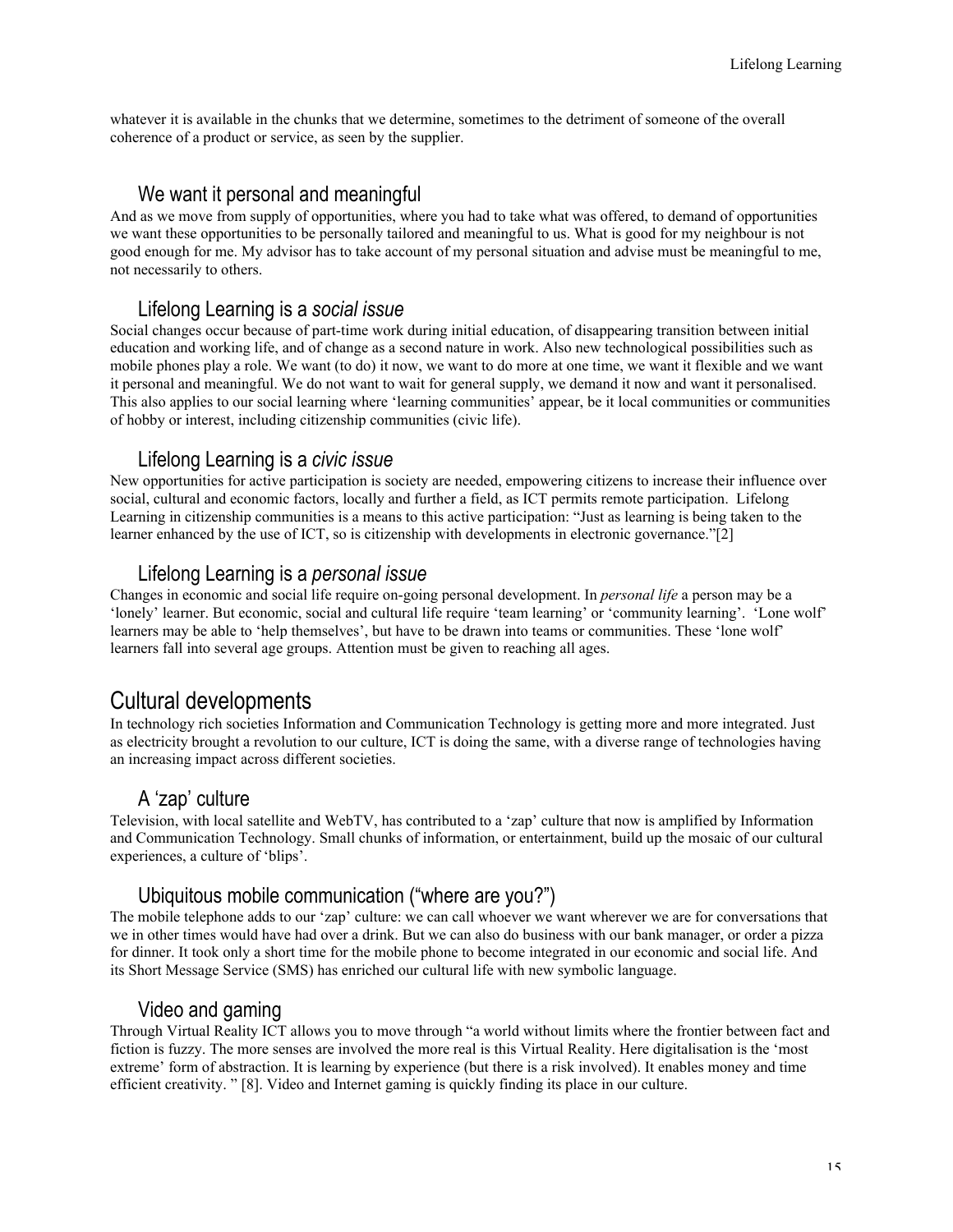whatever it is available in the chunks that we determine, sometimes to the detriment of someone of the overall coherence of a product or service, as seen by the supplier.

### We want it personal and meaningful

And as we move from supply of opportunities, where you had to take what was offered, to demand of opportunities we want these opportunities to be personally tailored and meaningful to us. What is good for my neighbour is not good enough for me. My advisor has to take account of my personal situation and advise must be meaningful to me, not necessarily to others.

### Lifelong Learning is a *social issue*

Social changes occur because of part-time work during initial education, of disappearing transition between initial education and working life, and of change as a second nature in work. Also new technological possibilities such as mobile phones play a role. We want (to do) it now, we want to do more at one time, we want it flexible and we want it personal and meaningful. We do not want to wait for general supply, we demand it now and want it personalised. This also applies to our social learning where 'learning communities' appear, be it local communities or communities of hobby or interest, including citizenship communities (civic life).

### Lifelong Learning is a *civic issue*

New opportunities for active participation is society are needed, empowering citizens to increase their influence over social, cultural and economic factors, locally and further a field, as ICT permits remote participation. Lifelong Learning in citizenship communities is a means to this active participation: "Just as learning is being taken to the learner enhanced by the use of ICT, so is citizenship with developments in electronic governance."[2]

### Lifelong Learning is a *personal issue*

Changes in economic and social life require on-going personal development. In *personal life* a person may be a 'lonely' learner. But economic, social and cultural life require 'team learning' or 'community learning'. 'Lone wolf' learners may be able to 'help themselves', but have to be drawn into teams or communities. These 'lone wolf' learners fall into several age groups. Attention must be given to reaching all ages.

## Cultural developments

In technology rich societies Information and Communication Technology is getting more and more integrated. Just as electricity brought a revolution to our culture, ICT is doing the same, with a diverse range of technologies having an increasing impact across different societies.

### A 'zap' culture

Television, with local satellite and WebTV, has contributed to a 'zap' culture that now is amplified by Information and Communication Technology. Small chunks of information, or entertainment, build up the mosaic of our cultural experiences, a culture of 'blips'.

### Ubiquitous mobile communication ("where are you?")

The mobile telephone adds to our 'zap' culture: we can call whoever we want wherever we are for conversations that we in other times would have had over a drink. But we can also do business with our bank manager, or order a pizza for dinner. It took only a short time for the mobile phone to become integrated in our economic and social life. And its Short Message Service (SMS) has enriched our cultural life with new symbolic language.

### Video and gaming

Through Virtual Reality ICT allows you to move through "a world without limits where the frontier between fact and fiction is fuzzy. The more senses are involved the more real is this Virtual Reality. Here digitalisation is the 'most extreme' form of abstraction. It is learning by experience (but there is a risk involved). It enables money and time efficient creativity. " [8]. Video and Internet gaming is quickly finding its place in our culture.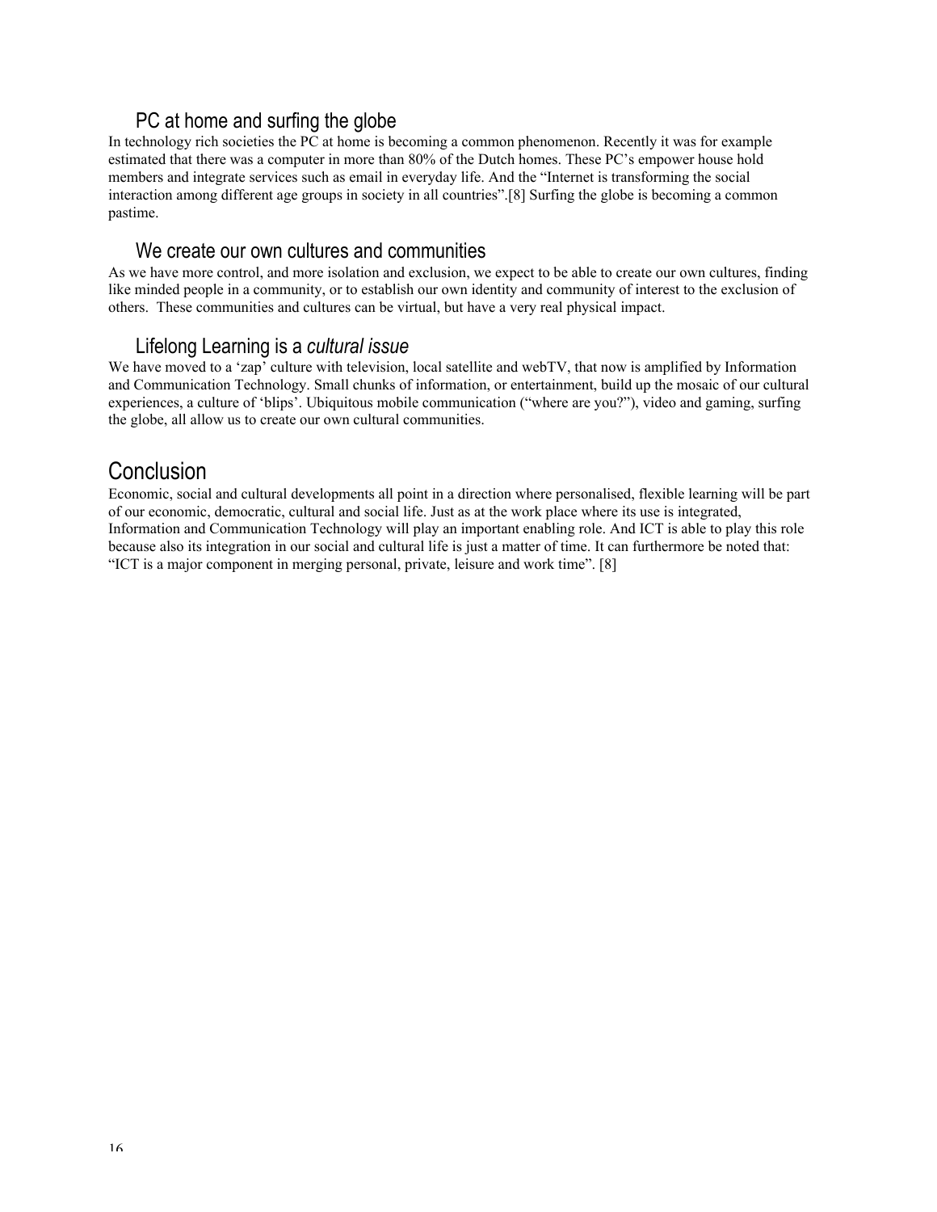### PC at home and surfing the globe

In technology rich societies the PC at home is becoming a common phenomenon. Recently it was for example estimated that there was a computer in more than 80% of the Dutch homes. These PC's empower house hold members and integrate services such as email in everyday life. And the "Internet is transforming the social interaction among different age groups in society in all countries".[8] Surfing the globe is becoming a common pastime.

### We create our own cultures and communities

As we have more control, and more isolation and exclusion, we expect to be able to create our own cultures, finding like minded people in a community, or to establish our own identity and community of interest to the exclusion of others. These communities and cultures can be virtual, but have a very real physical impact.

### Lifelong Learning is a *cultural issue*

We have moved to a 'zap' culture with television, local satellite and webTV, that now is amplified by Information and Communication Technology. Small chunks of information, or entertainment, build up the mosaic of our cultural experiences, a culture of 'blips'. Ubiquitous mobile communication ("where are you?"), video and gaming, surfing the globe, all allow us to create our own cultural communities.

## Conclusion

Economic, social and cultural developments all point in a direction where personalised, flexible learning will be part of our economic, democratic, cultural and social life. Just as at the work place where its use is integrated, Information and Communication Technology will play an important enabling role. And ICT is able to play this role because also its integration in our social and cultural life is just a matter of time. It can furthermore be noted that: "ICT is a major component in merging personal, private, leisure and work time". [8]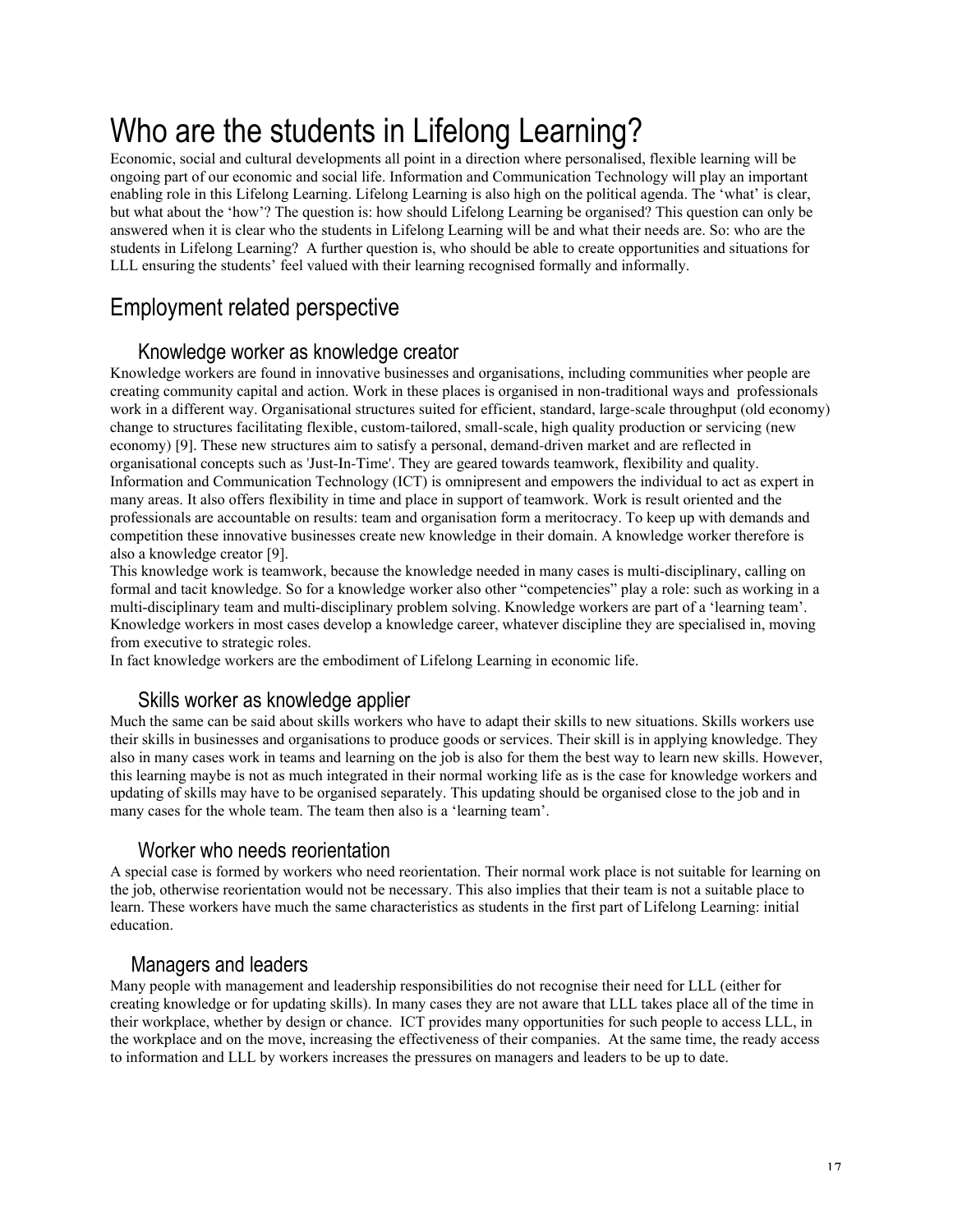# Who are the students in Lifelong Learning?

Economic, social and cultural developments all point in a direction where personalised, flexible learning will be ongoing part of our economic and social life. Information and Communication Technology will play an important enabling role in this Lifelong Learning. Lifelong Learning is also high on the political agenda. The 'what' is clear, but what about the 'how'? The question is: how should Lifelong Learning be organised? This question can only be answered when it is clear who the students in Lifelong Learning will be and what their needs are. So: who are the students in Lifelong Learning? A further question is, who should be able to create opportunities and situations for LLL ensuring the students' feel valued with their learning recognised formally and informally.

## Employment related perspective

### Knowledge worker as knowledge creator

Knowledge workers are found in innovative businesses and organisations, including communities wher people are creating community capital and action. Work in these places is organised in non-traditional ways and professionals work in a different way. Organisational structures suited for efficient, standard, large-scale throughput (old economy) change to structures facilitating flexible, custom-tailored, small-scale, high quality production or servicing (new economy) [9]. These new structures aim to satisfy a personal, demand-driven market and are reflected in organisational concepts such as 'Just-In-Time'. They are geared towards teamwork, flexibility and quality. Information and Communication Technology (ICT) is omnipresent and empowers the individual to act as expert in many areas. It also offers flexibility in time and place in support of teamwork. Work is result oriented and the professionals are accountable on results: team and organisation form a meritocracy. To keep up with demands and competition these innovative businesses create new knowledge in their domain. A knowledge worker therefore is also a knowledge creator [9].

This knowledge work is teamwork, because the knowledge needed in many cases is multi-disciplinary, calling on formal and tacit knowledge. So for a knowledge worker also other "competencies" play a role: such as working in a multi-disciplinary team and multi-disciplinary problem solving. Knowledge workers are part of a 'learning team'. Knowledge workers in most cases develop a knowledge career, whatever discipline they are specialised in, moving from executive to strategic roles.

In fact knowledge workers are the embodiment of Lifelong Learning in economic life.

### Skills worker as knowledge applier

Much the same can be said about skills workers who have to adapt their skills to new situations. Skills workers use their skills in businesses and organisations to produce goods or services. Their skill is in applying knowledge. They also in many cases work in teams and learning on the job is also for them the best way to learn new skills. However, this learning maybe is not as much integrated in their normal working life as is the case for knowledge workers and updating of skills may have to be organised separately. This updating should be organised close to the job and in many cases for the whole team. The team then also is a 'learning team'.

### Worker who needs reorientation

A special case is formed by workers who need reorientation. Their normal work place is not suitable for learning on the job, otherwise reorientation would not be necessary. This also implies that their team is not a suitable place to learn. These workers have much the same characteristics as students in the first part of Lifelong Learning: initial education.

### Managers and leaders

Many people with management and leadership responsibilities do not recognise their need for LLL (either for creating knowledge or for updating skills). In many cases they are not aware that LLL takes place all of the time in their workplace, whether by design or chance. ICT provides many opportunities for such people to access LLL, in the workplace and on the move, increasing the effectiveness of their companies. At the same time, the ready access to information and LLL by workers increases the pressures on managers and leaders to be up to date.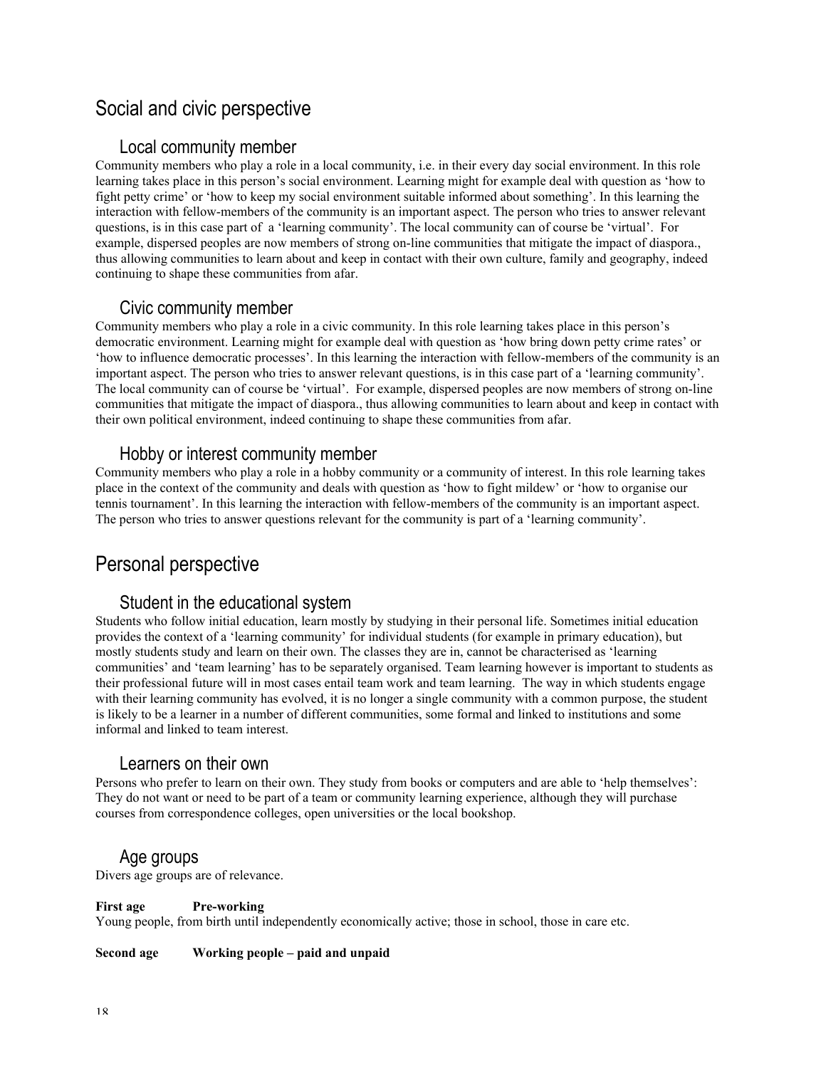## Social and civic perspective

### Local community member

Community members who play a role in a local community, i.e. in their every day social environment. In this role learning takes place in this person's social environment. Learning might for example deal with question as 'how to fight petty crime' or 'how to keep my social environment suitable informed about something'. In this learning the interaction with fellow-members of the community is an important aspect. The person who tries to answer relevant questions, is in this case part of a 'learning community'. The local community can of course be 'virtual'. For example, dispersed peoples are now members of strong on-line communities that mitigate the impact of diaspora., thus allowing communities to learn about and keep in contact with their own culture, family and geography, indeed continuing to shape these communities from afar.

### Civic community member

Community members who play a role in a civic community. In this role learning takes place in this person's democratic environment. Learning might for example deal with question as 'how bring down petty crime rates' or 'how to influence democratic processes'. In this learning the interaction with fellow-members of the community is an important aspect. The person who tries to answer relevant questions, is in this case part of a 'learning community'. The local community can of course be 'virtual'. For example, dispersed peoples are now members of strong on-line communities that mitigate the impact of diaspora., thus allowing communities to learn about and keep in contact with their own political environment, indeed continuing to shape these communities from afar.

### Hobby or interest community member

Community members who play a role in a hobby community or a community of interest. In this role learning takes place in the context of the community and deals with question as 'how to fight mildew' or 'how to organise our tennis tournament'. In this learning the interaction with fellow-members of the community is an important aspect. The person who tries to answer questions relevant for the community is part of a 'learning community'.

## Personal perspective

### Student in the educational system

Students who follow initial education, learn mostly by studying in their personal life. Sometimes initial education provides the context of a 'learning community' for individual students (for example in primary education), but mostly students study and learn on their own. The classes they are in, cannot be characterised as 'learning communities' and 'team learning' has to be separately organised. Team learning however is important to students as their professional future will in most cases entail team work and team learning. The way in which students engage with their learning community has evolved, it is no longer a single community with a common purpose, the student is likely to be a learner in a number of different communities, some formal and linked to institutions and some informal and linked to team interest.

### Learners on their own

Persons who prefer to learn on their own. They study from books or computers and are able to 'help themselves': They do not want or need to be part of a team or community learning experience, although they will purchase courses from correspondence colleges, open universities or the local bookshop.

### Age groups

Divers age groups are of relevance.

**First age Pre-working**
Young people, from birth until independently economically active; those in school, those in care etc.

**Second age Working people – paid and unpaid**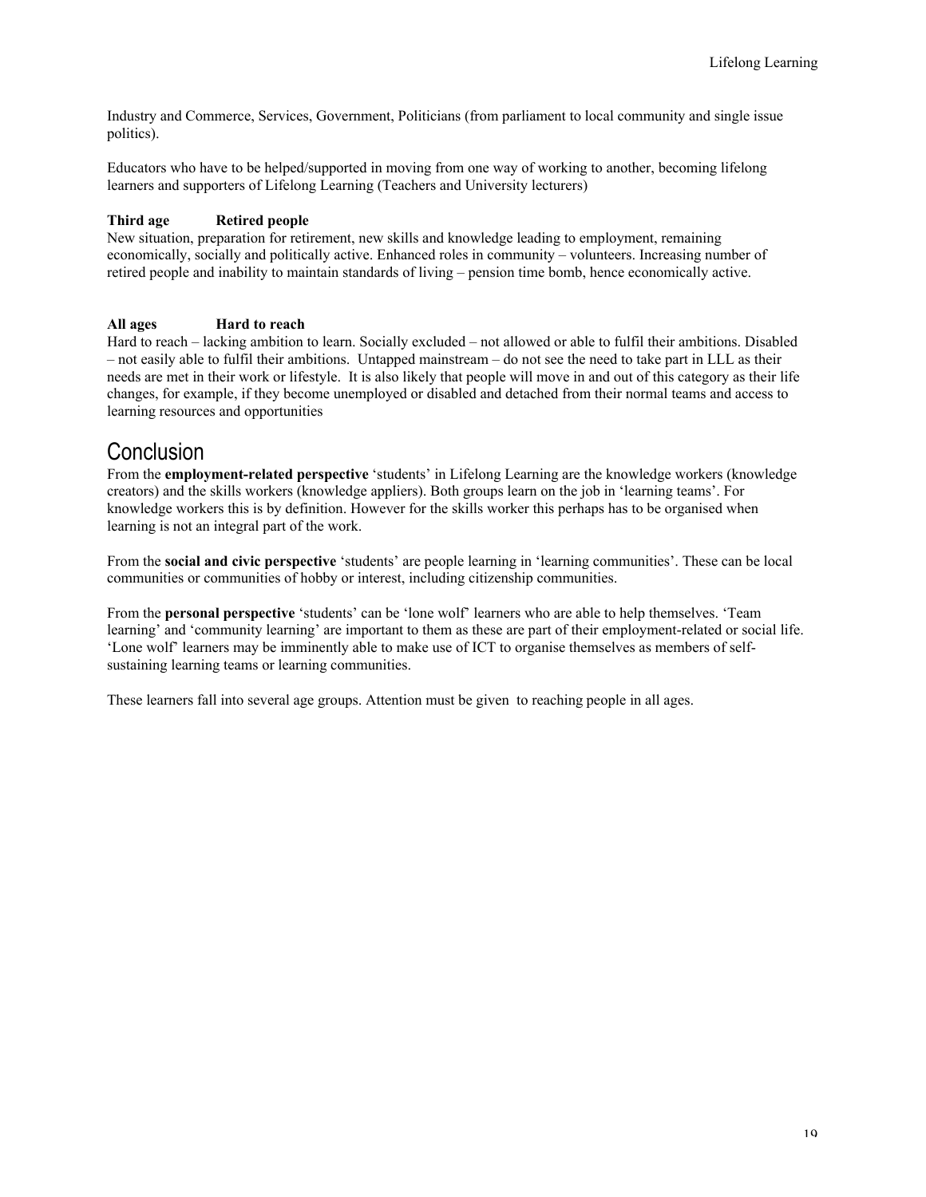Industry and Commerce, Services, Government, Politicians (from parliament to local community and single issue politics).

Educators who have to be helped/supported in moving from one way of working to another, becoming lifelong learners and supporters of Lifelong Learning (Teachers and University lecturers)

**Third age Retired people**
New situation, preparation for retirement, new skills and knowledge leading to employment, remaining economically, socially and politically active. Enhanced roles in community – volunteers. Increasing number of retired people and inability to maintain standards of living – pension time bomb, hence economically active.

**All ages Hard to reach**
Hard to reach – lacking ambition to learn. Socially excluded – not allowed or able to fulfil their ambitions. Disabled – not easily able to fulfil their ambitions. Untapped mainstream – do not see the need to take part in LLL as their needs are met in their work or lifestyle. It is also likely that people will move in and out of this category as their life changes, for example, if they become unemployed or disabled and detached from their normal teams and access to learning resources and opportunities

## Conclusion

From the **employment-related perspective** 'students' in Lifelong Learning are the knowledge workers (knowledge creators) and the skills workers (knowledge appliers). Both groups learn on the job in 'learning teams'. For knowledge workers this is by definition. However for the skills worker this perhaps has to be organised when learning is not an integral part of the work.

From the **social and civic perspective** 'students' are people learning in 'learning communities'. These can be local communities or communities of hobby or interest, including citizenship communities.

From the **personal perspective** 'students' can be 'lone wolf' learners who are able to help themselves. 'Team learning' and 'community learning' are important to them as these are part of their employment-related or social life. 'Lone wolf' learners may be imminently able to make use of ICT to organise themselves as members of self-sustaining learning teams or learning communities.

These learners fall into several age groups. Attention must be given to reaching people in all ages.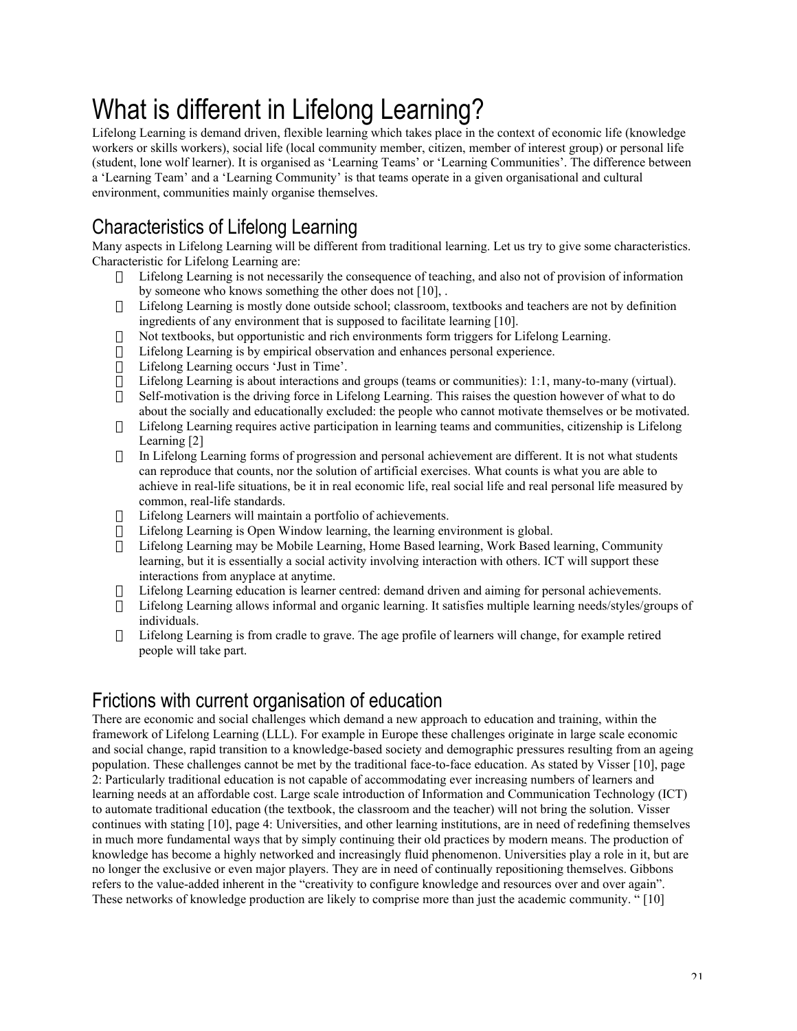# What is different in Lifelong Learning?

Lifelong Learning is demand driven, flexible learning which takes place in the context of economic life (knowledge workers or skills workers), social life (local community member, citizen, member of interest group) or personal life (student, lone wolf learner). It is organised as 'Learning Teams' or 'Learning Communities'. The difference between a 'Learning Team' and a 'Learning Community' is that teams operate in a given organisational and cultural environment, communities mainly organise themselves.

## Characteristics of Lifelong Learning

Many aspects in Lifelong Learning will be different from traditional learning. Let us try to give some characteristics. Characteristic for Lifelong Learning are:

- Lifelong Learning is not necessarily the consequence of teaching, and also not of provision of information by someone who knows something the other does not [10], .
- Lifelong Learning is mostly done outside school; classroom, textbooks and teachers are not by definition ingredients of any environment that is supposed to facilitate learning [10].
- Not textbooks, but opportunistic and rich environments form triggers for Lifelong Learning.
- Lifelong Learning is by empirical observation and enhances personal experience.
- Lifelong Learning occurs 'Just in Time'.
- Lifelong Learning is about interactions and groups (teams or communities): 1:1, many-to-many (virtual).
- Self-motivation is the driving force in Lifelong Learning. This raises the question however of what to do about the socially and educationally excluded: the people who cannot motivate themselves or be motivated.
- Lifelong Learning requires active participation in learning teams and communities, citizenship is Lifelong Learning [2]
- In Lifelong Learning forms of progression and personal achievement are different. It is not what students can reproduce that counts, nor the solution of artificial exercises. What counts is what you are able to achieve in real-life situations, be it in real economic life, real social life and real personal life measured by common, real-life standards.
- Lifelong Learners will maintain a portfolio of achievements.
- Lifelong Learning is Open Window learning, the learning environment is global.
- Lifelong Learning may be Mobile Learning, Home Based learning, Work Based learning, Community learning, but it is essentially a social activity involving interaction with others. ICT will support these interactions from anyplace at anytime.
- Lifelong Learning education is learner centred: demand driven and aiming for personal achievements.
- Lifelong Learning allows informal and organic learning. It satisfies multiple learning needs/styles/groups of individuals.
- Lifelong Learning is from cradle to grave. The age profile of learners will change, for example retired people will take part.

## Frictions with current organisation of education

There are economic and social challenges which demand a new approach to education and training, within the framework of Lifelong Learning (LLL). For example in Europe these challenges originate in large scale economic and social change, rapid transition to a knowledge-based society and demographic pressures resulting from an ageing population. These challenges cannot be met by the traditional face-to-face education. As stated by Visser [10], page 2: Particularly traditional education is not capable of accommodating ever increasing numbers of learners and learning needs at an affordable cost. Large scale introduction of Information and Communication Technology (ICT) to automate traditional education (the textbook, the classroom and the teacher) will not bring the solution. Visser continues with stating [10], page 4: Universities, and other learning institutions, are in need of redefining themselves in much more fundamental ways that by simply continuing their old practices by modern means. The production of knowledge has become a highly networked and increasingly fluid phenomenon. Universities play a role in it, but are no longer the exclusive or even major players. They are in need of continually repositioning themselves. Gibbons refers to the value-added inherent in the "creativity to configure knowledge and resources over and over again". These networks of knowledge production are likely to comprise more than just the academic community. " [10]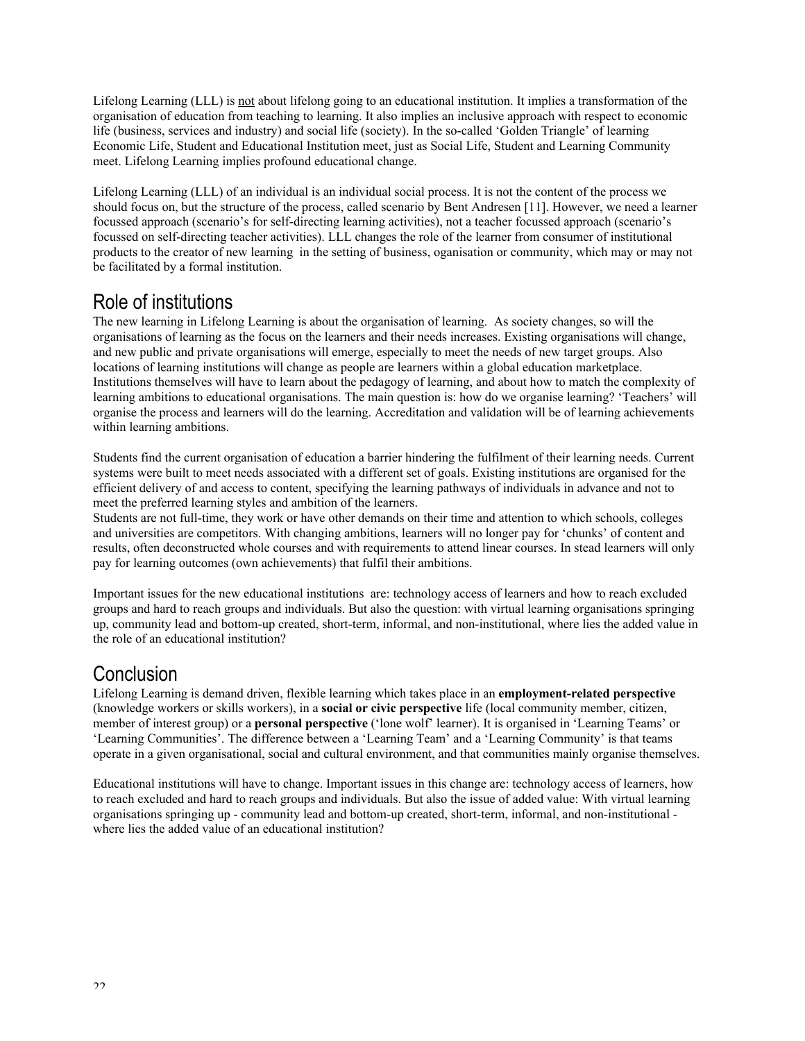Lifelong Learning (LLL) is <u>not</u> about lifelong going to an educational institution. It implies a transformation of the organisation of education from teaching to learning. It also implies an inclusive approach with respect to economic life (business, services and industry) and social life (society). In the so-called 'Golden Triangle' of learning Economic Life, Student and Educational Institution meet, just as Social Life, Student and Learning Community meet. Lifelong Learning implies profound educational change.

Lifelong Learning (LLL) of an individual is an individual social process. It is not the content of the process we should focus on, but the structure of the process, called scenario by Bent Andresen [11]. However, we need a learner focussed approach (scenario's for self-directing learning activities), not a teacher focussed approach (scenario's focussed on self-directing teacher activities). LLL changes the role of the learner from consumer of institutional products to the creator of new learning in the setting of business, oganisation or community, which may or may not be facilitated by a formal institution.

## Role of institutions

The new learning in Lifelong Learning is about the organisation of learning. As society changes, so will the organisations of learning as the focus on the learners and their needs increases. Existing organisations will change, and new public and private organisations will emerge, especially to meet the needs of new target groups. Also locations of learning institutions will change as people are learners within a global education marketplace. Institutions themselves will have to learn about the pedagogy of learning, and about how to match the complexity of learning ambitions to educational organisations. The main question is: how do we organise learning? 'Teachers' will organise the process and learners will do the learning. Accreditation and validation will be of learning achievements within learning ambitions.

Students find the current organisation of education a barrier hindering the fulfilment of their learning needs. Current systems were built to meet needs associated with a different set of goals. Existing institutions are organised for the efficient delivery of and access to content, specifying the learning pathways of individuals in advance and not to meet the preferred learning styles and ambition of the learners.
Students are not full-time, they work or have other demands on their time and attention to which schools, colleges and universities are competitors. With changing ambitions, learners will no longer pay for 'chunks' of content and results, often deconstructed whole courses and with requirements to attend linear courses. In stead learners will only pay for learning outcomes (own achievements) that fulfil their ambitions.

Important issues for the new educational institutions are: technology access of learners and how to reach excluded groups and hard to reach groups and individuals. But also the question: with virtual learning organisations springing up, community lead and bottom-up created, short-term, informal, and non-institutional, where lies the added value in the role of an educational institution?

## Conclusion

Lifelong Learning is demand driven, flexible learning which takes place in an **employment-related perspective** (knowledge workers or skills workers), in a **social or civic perspective** life (local community member, citizen, member of interest group) or a **personal perspective** ('lone wolf' learner). It is organised in 'Learning Teams' or 'Learning Communities'. The difference between a 'Learning Team' and a 'Learning Community' is that teams operate in a given organisational, social and cultural environment, and that communities mainly organise themselves.

Educational institutions will have to change. Important issues in this change are: technology access of learners, how to reach excluded and hard to reach groups and individuals. But also the issue of added value: With virtual learning organisations springing up - community lead and bottom-up created, short-term, informal, and non-institutional - where lies the added value of an educational institution?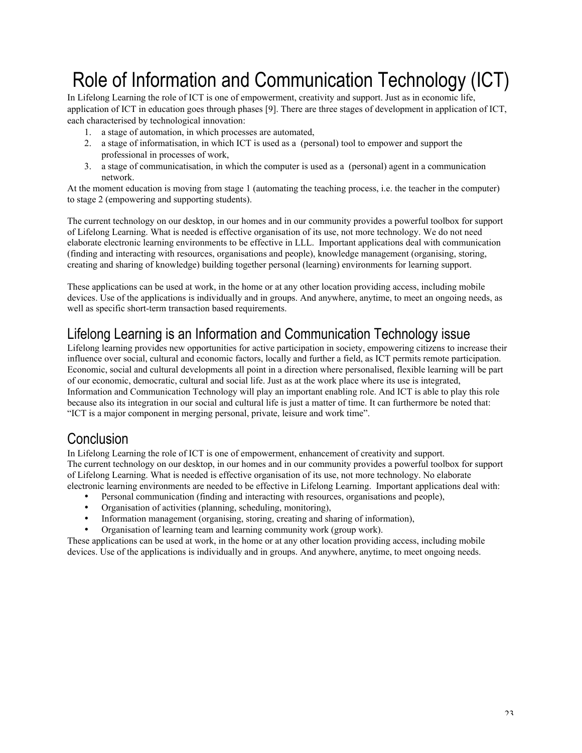# Role of Information and Communication Technology (ICT)

In Lifelong Learning the role of ICT is one of empowerment, creativity and support. Just as in economic life, application of ICT in education goes through phases [9]. There are three stages of development in application of ICT, each characterised by technological innovation:

1. a stage of automation, in which processes are automated,
2. a stage of informatisation, in which ICT is used as a (personal) tool to empower and support the professional in processes of work,
3. a stage of communicatisation, in which the computer is used as a (personal) agent in a communication network.

At the moment education is moving from stage 1 (automating the teaching process, i.e. the teacher in the computer) to stage 2 (empowering and supporting students).

The current technology on our desktop, in our homes and in our community provides a powerful toolbox for support of Lifelong Learning. What is needed is effective organisation of its use, not more technology. We do not need elaborate electronic learning environments to be effective in LLL. Important applications deal with communication (finding and interacting with resources, organisations and people), knowledge management (organising, storing, creating and sharing of knowledge) building together personal (learning) environments for learning support.

These applications can be used at work, in the home or at any other location providing access, including mobile devices. Use of the applications is individually and in groups. And anywhere, anytime, to meet an ongoing needs, as well as specific short-term transaction based requirements.

## Lifelong Learning is an Information and Communication Technology issue

Lifelong learning provides new opportunities for active participation in society, empowering citizens to increase their influence over social, cultural and economic factors, locally and further a field, as ICT permits remote participation. Economic, social and cultural developments all point in a direction where personalised, flexible learning will be part of our economic, democratic, cultural and social life. Just as at the work place where its use is integrated, Information and Communication Technology will play an important enabling role. And ICT is able to play this role because also its integration in our social and cultural life is just a matter of time. It can furthermore be noted that: "ICT is a major component in merging personal, private, leisure and work time".

## Conclusion

In Lifelong Learning the role of ICT is one of empowerment, enhancement of creativity and support.
The current technology on our desktop, in our homes and in our community provides a powerful toolbox for support of Lifelong Learning. What is needed is effective organisation of its use, not more technology. No elaborate electronic learning environments are needed to be effective in Lifelong Learning. Important applications deal with:

- Personal communication (finding and interacting with resources, organisations and people),
- Organisation of activities (planning, scheduling, monitoring),
- Information management (organising, storing, creating and sharing of information),
- Organisation of learning team and learning community work (group work).

These applications can be used at work, in the home or at any other location providing access, including mobile devices. Use of the applications is individually and in groups. And anywhere, anytime, to meet ongoing needs.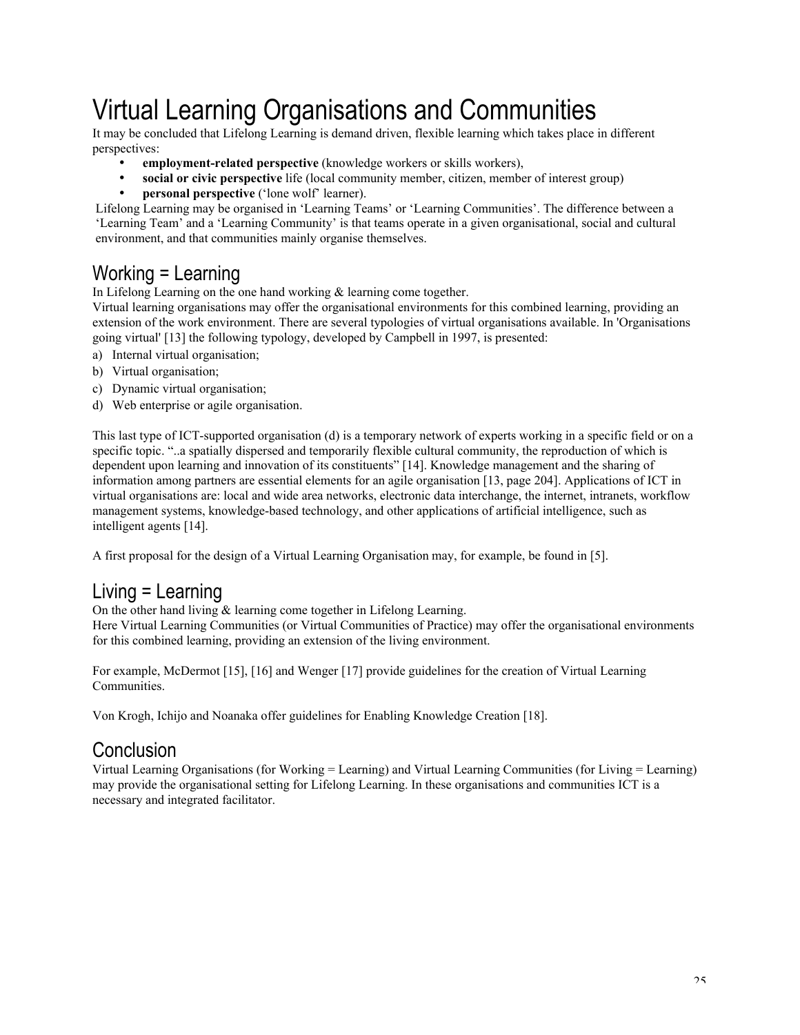# Virtual Learning Organisations and Communities

It may be concluded that Lifelong Learning is demand driven, flexible learning which takes place in different perspectives:

- **employment-related perspective** (knowledge workers or skills workers),
- **social or civic perspective** life (local community member, citizen, member of interest group)
- **personal perspective** ('lone wolf' learner).

Lifelong Learning may be organised in 'Learning Teams' or 'Learning Communities'. The difference between a 'Learning Team' and a 'Learning Community' is that teams operate in a given organisational, social and cultural environment, and that communities mainly organise themselves.

## Working = Learning

In Lifelong Learning on the one hand working & learning come together.

Virtual learning organisations may offer the organisational environments for this combined learning, providing an extension of the work environment. There are several typologies of virtual organisations available. In 'Organisations going virtual' [13] the following typology, developed by Campbell in 1997, is presented:

a) Internal virtual organisation;
b) Virtual organisation;
c) Dynamic virtual organisation;
d) Web enterprise or agile organisation.

This last type of ICT-supported organisation (d) is a temporary network of experts working in a specific field or on a specific topic. "..a spatially dispersed and temporarily flexible cultural community, the reproduction of which is dependent upon learning and innovation of its constituents" [14]. Knowledge management and the sharing of information among partners are essential elements for an agile organisation [13, page 204]. Applications of ICT in virtual organisations are: local and wide area networks, electronic data interchange, the internet, intranets, workflow management systems, knowledge-based technology, and other applications of artificial intelligence, such as intelligent agents [14].

A first proposal for the design of a Virtual Learning Organisation may, for example, be found in [5].

## Living = Learning

On the other hand living & learning come together in Lifelong Learning.

Here Virtual Learning Communities (or Virtual Communities of Practice) may offer the organisational environments for this combined learning, providing an extension of the living environment.

For example, McDermot [15], [16] and Wenger [17] provide guidelines for the creation of Virtual Learning Communities.

Von Krogh, Ichijo and Noanaka offer guidelines for Enabling Knowledge Creation [18].

## Conclusion

Virtual Learning Organisations (for Working = Learning) and Virtual Learning Communities (for Living = Learning) may provide the organisational setting for Lifelong Learning. In these organisations and communities ICT is a necessary and integrated facilitator.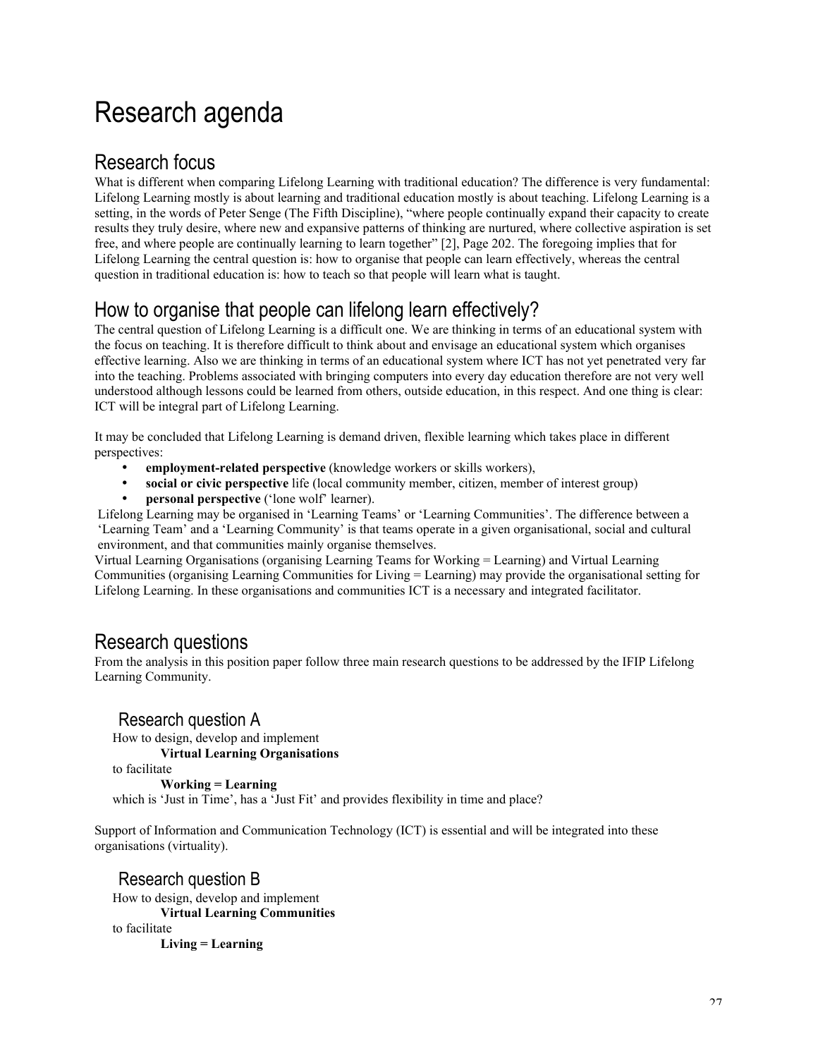# Research agenda

## Research focus

What is different when comparing Lifelong Learning with traditional education? The difference is very fundamental: Lifelong Learning mostly is about learning and traditional education mostly is about teaching. Lifelong Learning is a setting, in the words of Peter Senge (The Fifth Discipline), "where people continually expand their capacity to create results they truly desire, where new and expansive patterns of thinking are nurtured, where collective aspiration is set free, and where people are continually learning to learn together" [2], Page 202. The foregoing implies that for Lifelong Learning the central question is: how to organise that people can learn effectively, whereas the central question in traditional education is: how to teach so that people will learn what is taught.

## How to organise that people can lifelong learn effectively?

The central question of Lifelong Learning is a difficult one. We are thinking in terms of an educational system with the focus on teaching. It is therefore difficult to think about and envisage an educational system which organises effective learning. Also we are thinking in terms of an educational system where ICT has not yet penetrated very far into the teaching. Problems associated with bringing computers into every day education therefore are not very well understood although lessons could be learned from others, outside education, in this respect. And one thing is clear: ICT will be integral part of Lifelong Learning.

It may be concluded that Lifelong Learning is demand driven, flexible learning which takes place in different perspectives:

- **employment-related perspective** (knowledge workers or skills workers),
- **social or civic perspective** life (local community member, citizen, member of interest group)
- **personal perspective** ('lone wolf' learner).

Lifelong Learning may be organised in 'Learning Teams' or 'Learning Communities'. The difference between a 'Learning Team' and a 'Learning Community' is that teams operate in a given organisational, social and cultural environment, and that communities mainly organise themselves.

Virtual Learning Organisations (organising Learning Teams for Working = Learning) and Virtual Learning Communities (organising Learning Communities for Living = Learning) may provide the organisational setting for Lifelong Learning. In these organisations and communities ICT is a necessary and integrated facilitator.

## Research questions

From the analysis in this position paper follow three main research questions to be addressed by the IFIP Lifelong Learning Community.

### Research question A

How to design, develop and implement

**Virtual Learning Organisations**

to facilitate

**Working = Learning**

which is 'Just in Time', has a 'Just Fit' and provides flexibility in time and place?

Support of Information and Communication Technology (ICT) is essential and will be integrated into these organisations (virtuality).

### Research question B

How to design, develop and implement

**Virtual Learning Communities**

to facilitate

**Living = Learning**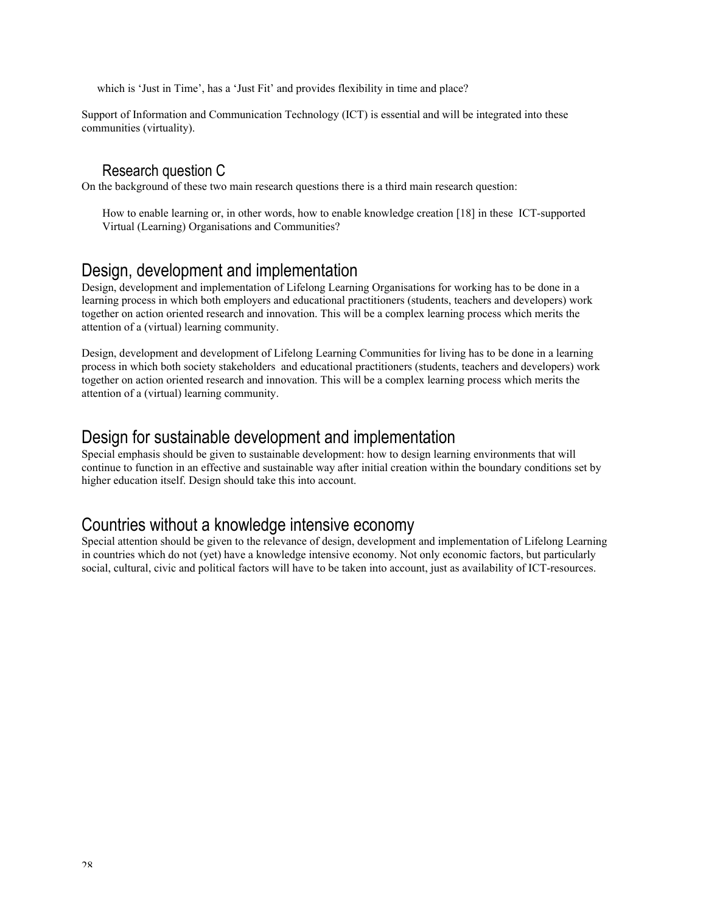which is 'Just in Time', has a 'Just Fit' and provides flexibility in time and place?

Support of Information and Communication Technology (ICT) is essential and will be integrated into these communities (virtuality).

### Research question C

On the background of these two main research questions there is a third main research question:

> How to enable learning or, in other words, how to enable knowledge creation [18] in these ICT-supported Virtual (Learning) Organisations and Communities?

## Design, development and implementation

Design, development and implementation of Lifelong Learning Organisations for working has to be done in a learning process in which both employers and educational practitioners (students, teachers and developers) work together on action oriented research and innovation. This will be a complex learning process which merits the attention of a (virtual) learning community.

Design, development and development of Lifelong Learning Communities for living has to be done in a learning process in which both society stakeholders and educational practitioners (students, teachers and developers) work together on action oriented research and innovation. This will be a complex learning process which merits the attention of a (virtual) learning community.

## Design for sustainable development and implementation

Special emphasis should be given to sustainable development: how to design learning environments that will continue to function in an effective and sustainable way after initial creation within the boundary conditions set by higher education itself. Design should take this into account.

## Countries without a knowledge intensive economy

Special attention should be given to the relevance of design, development and implementation of Lifelong Learning in countries which do not (yet) have a knowledge intensive economy. Not only economic factors, but particularly social, cultural, civic and political factors will have to be taken into account, just as availability of ICT-resources.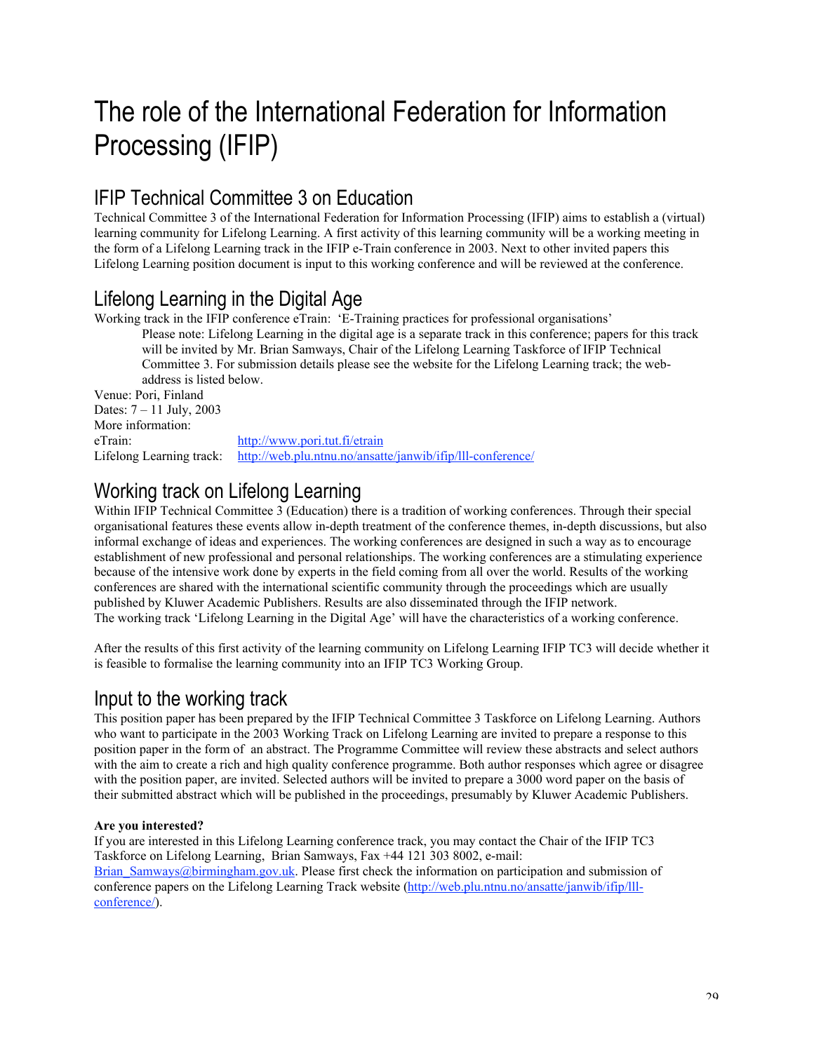# The role of the International Federation for Information Processing (IFIP)

## IFIP Technical Committee 3 on Education

Technical Committee 3 of the International Federation for Information Processing (IFIP) aims to establish a (virtual) learning community for Lifelong Learning. A first activity of this learning community will be a working meeting in the form of a Lifelong Learning track in the IFIP e-Train conference in 2003. Next to other invited papers this Lifelong Learning position document is input to this working conference and will be reviewed at the conference.

## Lifelong Learning in the Digital Age

Working track in the IFIP conference eTrain: 'E-Training practices for professional organisations'

> Please note: Lifelong Learning in the digital age is a separate track in this conference; papers for this track will be invited by Mr. Brian Samways, Chair of the Lifelong Learning Taskforce of IFIP Technical Committee 3. For submission details please see the website for the Lifelong Learning track; the web-address is listed below.

Venue: Pori, Finland
Dates: 7 – 11 July, 2003
More information:
eTrain: http://www.pori.tut.fi/etrain
Lifelong Learning track: http://web.plu.ntnu.no/ansatte/janwib/ifip/lll-conference/

## Working track on Lifelong Learning

Within IFIP Technical Committee 3 (Education) there is a tradition of working conferences. Through their special organisational features these events allow in-depth treatment of the conference themes, in-depth discussions, but also informal exchange of ideas and experiences. The working conferences are designed in such a way as to encourage establishment of new professional and personal relationships. The working conferences are a stimulating experience because of the intensive work done by experts in the field coming from all over the world. Results of the working conferences are shared with the international scientific community through the proceedings which are usually published by Kluwer Academic Publishers. Results are also disseminated through the IFIP network.
The working track 'Lifelong Learning in the Digital Age' will have the characteristics of a working conference.

After the results of this first activity of the learning community on Lifelong Learning IFIP TC3 will decide whether it is feasible to formalise the learning community into an IFIP TC3 Working Group.

## Input to the working track

This position paper has been prepared by the IFIP Technical Committee 3 Taskforce on Lifelong Learning. Authors who want to participate in the 2003 Working Track on Lifelong Learning are invited to prepare a response to this position paper in the form of an abstract. The Programme Committee will review these abstracts and select authors with the aim to create a rich and high quality conference programme. Both author responses which agree or disagree with the position paper, are invited. Selected authors will be invited to prepare a 3000 word paper on the basis of their submitted abstract which will be published in the proceedings, presumably by Kluwer Academic Publishers.

**Are you interested?**

If you are interested in this Lifelong Learning conference track, you may contact the Chair of the IFIP TC3 Taskforce on Lifelong Learning, Brian Samways, Fax +44 121 303 8002, e-mail: Brian_Samways@birmingham.gov.uk. Please first check the information on participation and submission of conference papers on the Lifelong Learning Track website (http://web.plu.ntnu.no/ansatte/janwib/ifip/lll-conference/).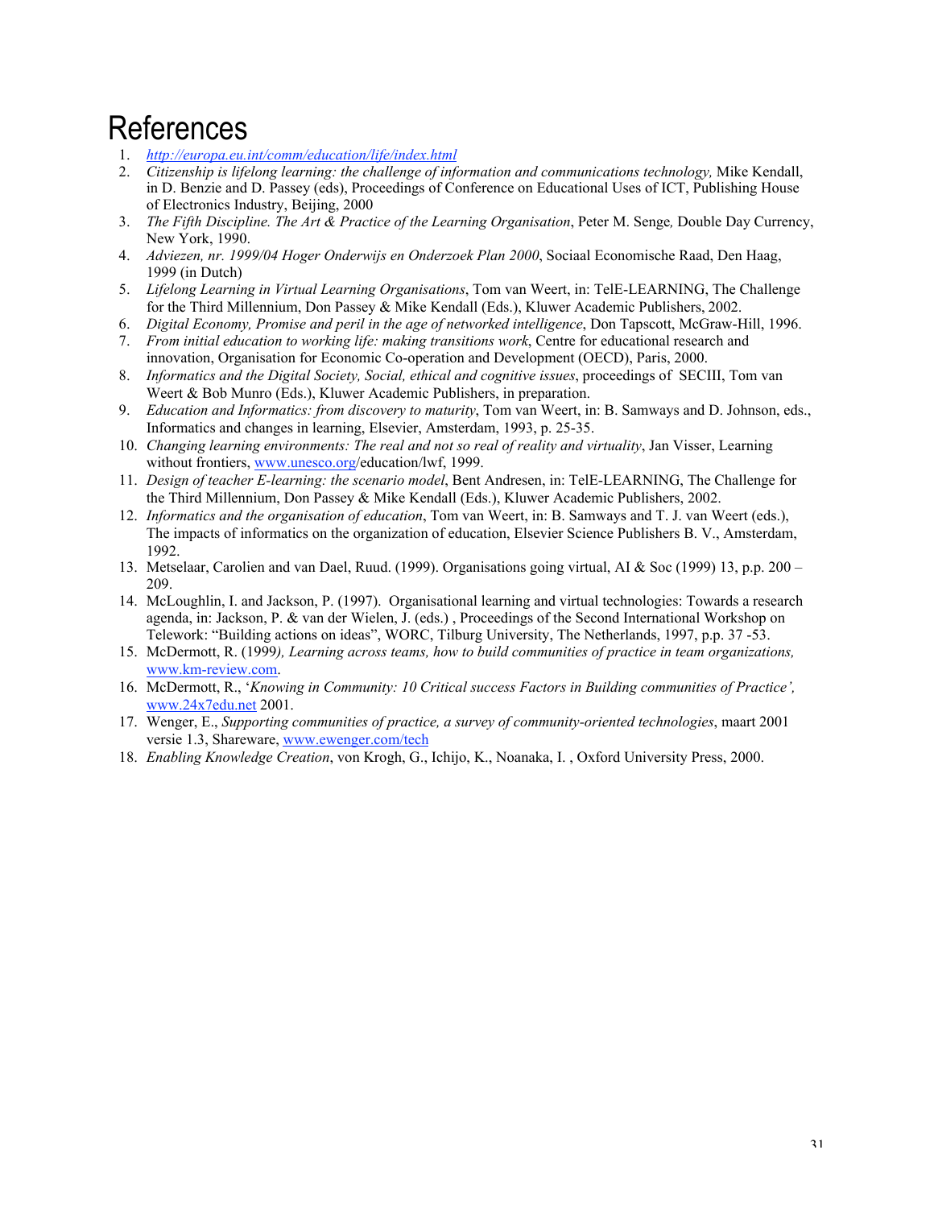# References

1. *http://europa.eu.int/comm/education/life/index.html*
2. *Citizenship is lifelong learning: the challenge of information and communications technology,* Mike Kendall, in D. Benzie and D. Passey (eds), Proceedings of Conference on Educational Uses of ICT, Publishing House of Electronics Industry, Beijing, 2000
3. *The Fifth Discipline. The Art & Practice of the Learning Organisation*, Peter M. Senge*,* Double Day Currency, New York, 1990.
4. *Adviezen, nr. 1999/04 Hoger Onderwijs en Onderzoek Plan 2000*, Sociaal Economische Raad, Den Haag, 1999 (in Dutch)
5. *Lifelong Learning in Virtual Learning Organisations*, Tom van Weert, in: TelE-LEARNING, The Challenge for the Third Millennium, Don Passey & Mike Kendall (Eds.), Kluwer Academic Publishers, 2002.
6. *Digital Economy, Promise and peril in the age of networked intelligence*, Don Tapscott, McGraw-Hill, 1996.
7. *From initial education to working life: making transitions work*, Centre for educational research and innovation, Organisation for Economic Co-operation and Development (OECD), Paris, 2000.
8. *Informatics and the Digital Society, Social, ethical and cognitive issues*, proceedings of SECIII, Tom van Weert & Bob Munro (Eds.), Kluwer Academic Publishers, in preparation.
9. *Education and Informatics: from discovery to maturity*, Tom van Weert, in: B. Samways and D. Johnson, eds., Informatics and changes in learning, Elsevier, Amsterdam, 1993, p. 25-35.
10. *Changing learning environments: The real and not so real of reality and virtuality*, Jan Visser, Learning without frontiers, www.unesco.org/education/lwf, 1999.
11. *Design of teacher E-learning: the scenario model*, Bent Andresen, in: TelE-LEARNING, The Challenge for the Third Millennium, Don Passey & Mike Kendall (Eds.), Kluwer Academic Publishers, 2002.
12. *Informatics and the organisation of education*, Tom van Weert, in: B. Samways and T. J. van Weert (eds.), The impacts of informatics on the organization of education, Elsevier Science Publishers B. V., Amsterdam, 1992.
13. Metselaar, Carolien and van Dael, Ruud. (1999). Organisations going virtual, AI & Soc (1999) 13, p.p. 200 – 209.
14. McLoughlin, I. and Jackson, P. (1997). Organisational learning and virtual technologies: Towards a research agenda, in: Jackson, P. & van der Wielen, J. (eds.) , Proceedings of the Second International Workshop on Telework: "Building actions on ideas", WORC, Tilburg University, The Netherlands, 1997, p.p. 37 -53.
15. McDermott, R. (1999*), Learning across teams, how to build communities of practice in team organizations,* www.km-review.com.
16. McDermott, R., '*Knowing in Community: 10 Critical success Factors in Building communities of Practice',* www.24x7edu.net 2001.
17. Wenger, E., *Supporting communities of practice, a survey of community-oriented technologies*, maart 2001 versie 1.3, Shareware, www.ewenger.com/tech
18. *Enabling Knowledge Creation*, von Krogh, G., Ichijo, K., Noanaka, I. , Oxford University Press, 2000.